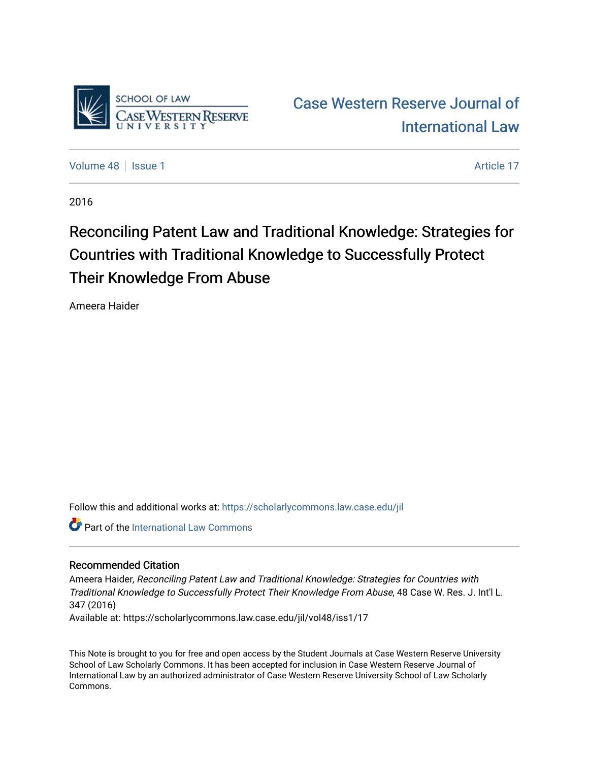SCHOOL OF LAW
CASE WESTERN RESERVE
UNIVERSITY

# Case Western Reserve Journal of International Law

Volume 48 | Issue 1 | Article 17

2016

# Reconciling Patent Law and Traditional Knowledge: Strategies for Countries with Traditional Knowledge to Successfully Protect Their Knowledge From Abuse

Ameera Haider

Follow this and additional works at: https://scholarlycommons.law.case.edu/jil

Part of the International Law Commons

## Recommended Citation

Ameera Haider, *Reconciling Patent Law and Traditional Knowledge: Strategies for Countries with Traditional Knowledge to Successfully Protect Their Knowledge From Abuse*, 48 Case W. Res. J. Int'l L. 347 (2016)

Available at: https://scholarlycommons.law.case.edu/jil/vol48/iss1/17

This Note is brought to you for free and open access by the Student Journals at Case Western Reserve University School of Law Scholarly Commons. It has been accepted for inclusion in Case Western Reserve Journal of International Law by an authorized administrator of Case Western Reserve University School of Law Scholarly Commons.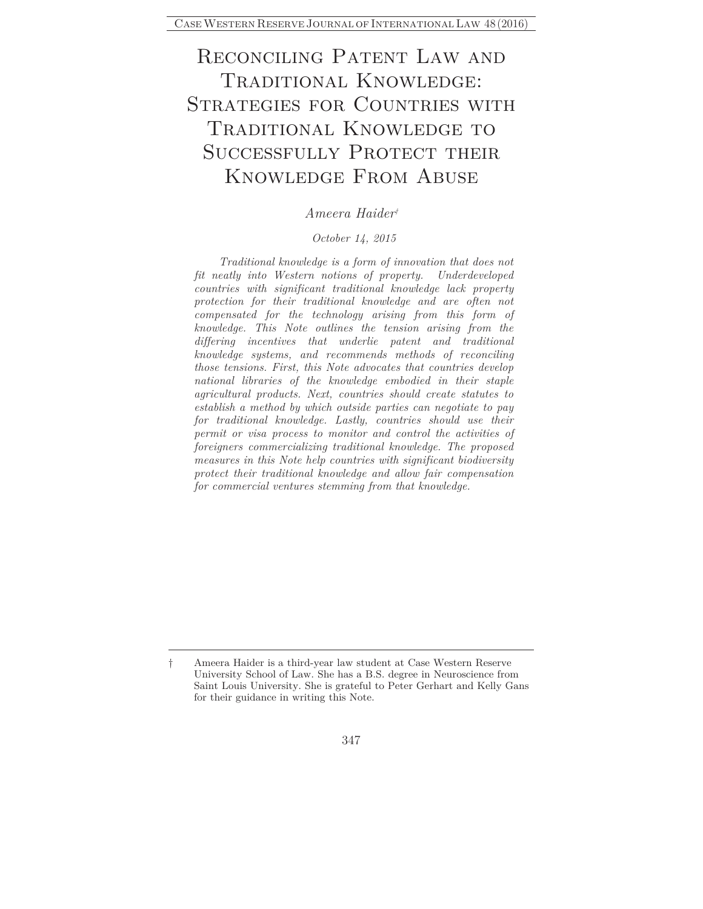# Reconciling Patent Law and Traditional Knowledge: Strategies for Countries with Traditional Knowledge to Successfully Protect their Knowledge From Abuse

*Ameera Haider*[†]

*October 14, 2015*

*Traditional knowledge is a form of innovation that does not fit neatly into Western notions of property. Underdeveloped countries with significant traditional knowledge lack property protection for their traditional knowledge and are often not compensated for the technology arising from this form of knowledge. This Note outlines the tension arising from the differing incentives that underlie patent and traditional knowledge systems, and recommends methods of reconciling those tensions. First, this Note advocates that countries develop national libraries of the knowledge embodied in their staple agricultural products. Next, countries should create statutes to establish a method by which outside parties can negotiate to pay for traditional knowledge. Lastly, countries should use their permit or visa process to monitor and control the activities of foreigners commercializing traditional knowledge. The proposed measures in this Note help countries with significant biodiversity protect their traditional knowledge and allow fair compensation for commercial ventures stemming from that knowledge.*

---

† Ameera Haider is a third-year law student at Case Western Reserve University School of Law. She has a B.S. degree in Neuroscience from Saint Louis University. She is grateful to Peter Gerhart and Kelly Gans for their guidance in writing this Note.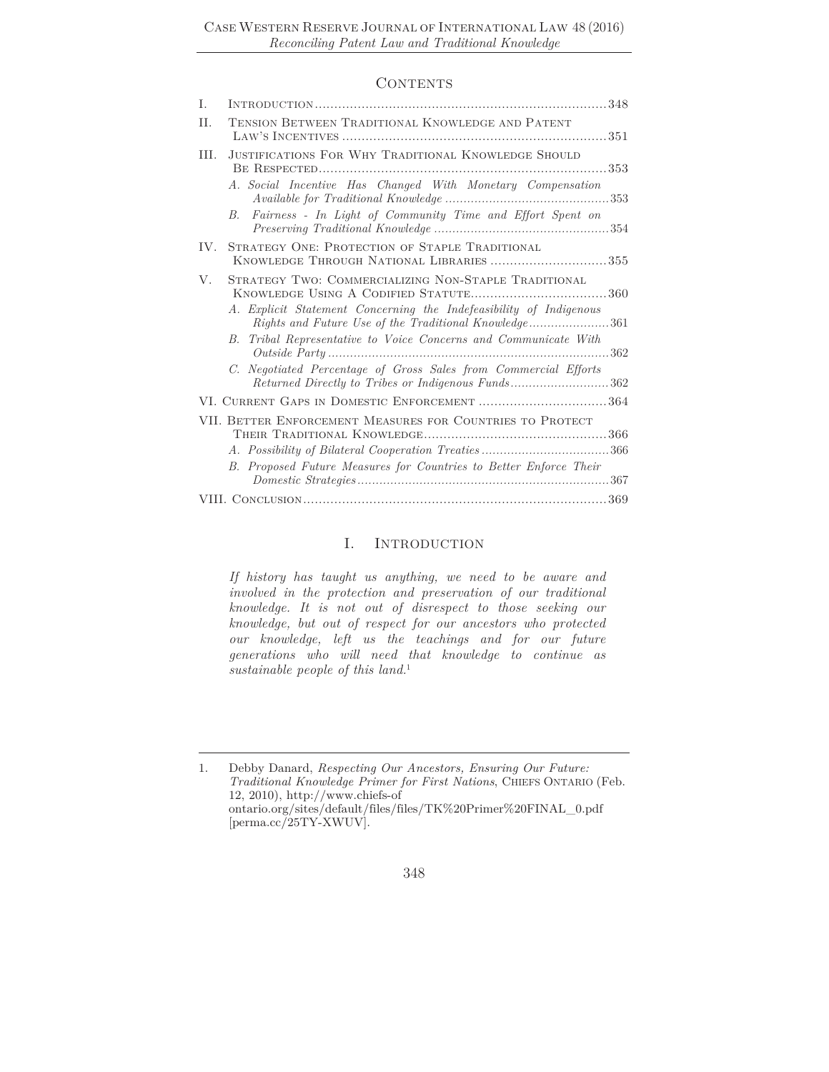## Contents

I. Introduction ....................................................................................348

II. Tension Between Traditional Knowledge and Patent Law's Incentives ....................................................................351

III. Justifications For Why Traditional Knowledge Should Be Respected ..........................................................................353

- *A. Social Incentive Has Changed With Monetary Compensation Available for Traditional Knowledge* .............................................353
- *B. Fairness - In Light of Community Time and Effort Spent on Preserving Traditional Knowledge* ................................................354

IV. Strategy One: Protection of Staple Traditional Knowledge Through National Libraries ..............................355

V. Strategy Two: Commercializing Non-Staple Traditional Knowledge Using A Codified Statute...................................360

- *A. Explicit Statement Concerning the Indefeasibility of Indigenous Rights and Future Use of the Traditional Knowledge*......................361
- *B. Tribal Representative to Voice Concerns and Communicate With Outside Party* ............................................................................362
- *C. Negotiated Percentage of Gross Sales from Commercial Efforts Returned Directly to Tribes or Indigenous Funds*...........................362

VI. Current Gaps in Domestic Enforcement .................................364

VII. Better Enforcement Measures for Countries to Protect Their Traditional Knowledge...............................................366

- *A. Possibility of Bilateral Cooperation Treaties* ..................................366
- *B. Proposed Future Measures for Countries to Better Enforce Their Domestic Strategies*....................................................................367

VIII. Conclusion..............................................................................369

## I. Introduction

> *If history has taught us anything, we need to be aware and involved in the protection and preservation of our traditional knowledge. It is not out of disrespect to those seeking our knowledge, but out of respect for our ancestors who protected our knowledge, left us the teachings and for our future generations who will need that knowledge to continue as sustainable people of this land.*[1]

---

1. Debby Danard, *Respecting Our Ancestors, Ensuring Our Future: Traditional Knowledge Primer for First Nations*, Chiefs Ontario (Feb. 12, 2010), http://www.chiefs-of ontario.org/sites/default/files/files/TK%20Primer%20FINAL_0.pdf [perma.cc/25TY-XWUV].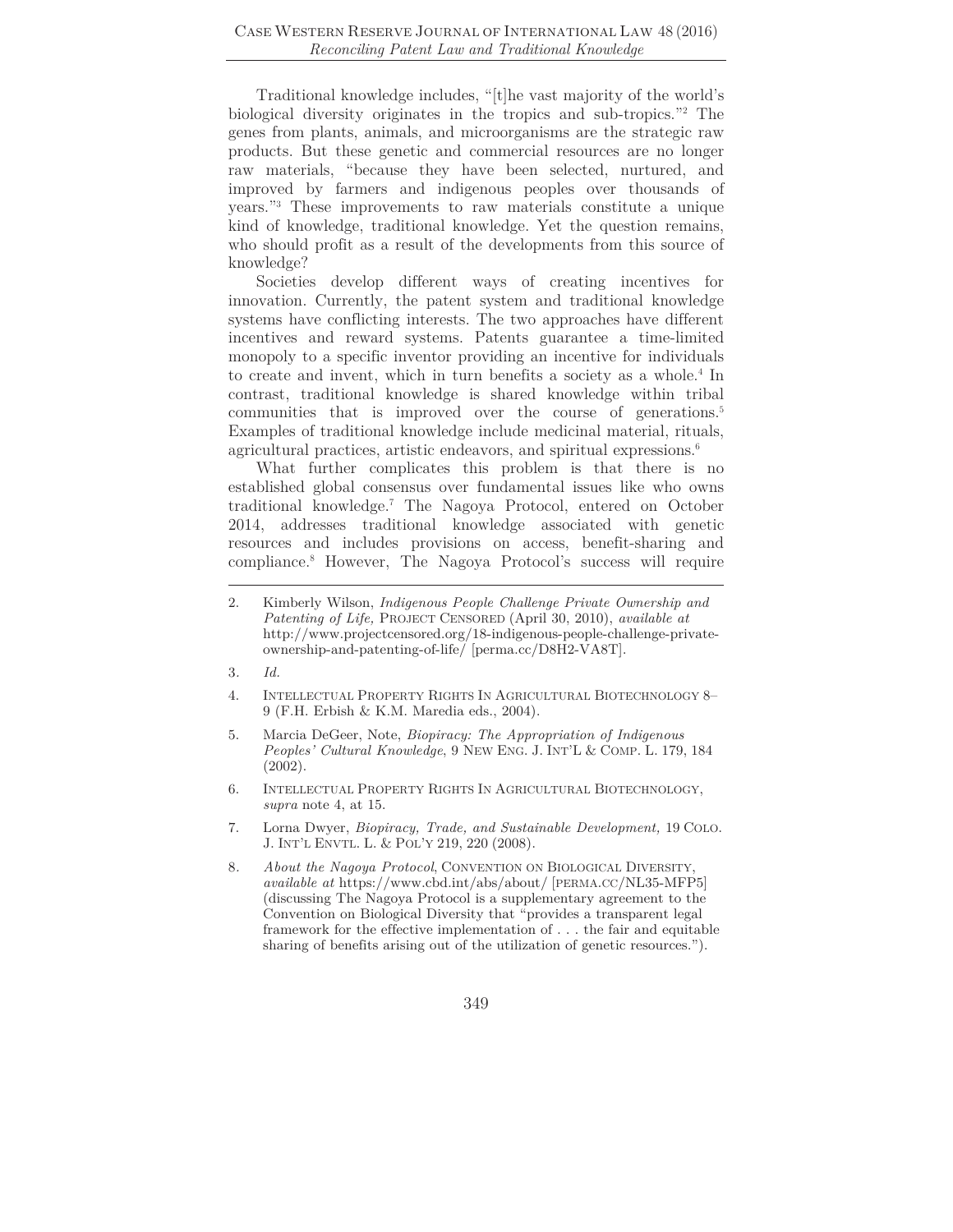Traditional knowledge includes, "[t]he vast majority of the world's biological diversity originates in the tropics and sub-tropics."[2] The genes from plants, animals, and microorganisms are the strategic raw products. But these genetic and commercial resources are no longer raw materials, "because they have been selected, nurtured, and improved by farmers and indigenous peoples over thousands of years."[3] These improvements to raw materials constitute a unique kind of knowledge, traditional knowledge. Yet the question remains, who should profit as a result of the developments from this source of knowledge?

Societies develop different ways of creating incentives for innovation. Currently, the patent system and traditional knowledge systems have conflicting interests. The two approaches have different incentives and reward systems. Patents guarantee a time-limited monopoly to a specific inventor providing an incentive for individuals to create and invent, which in turn benefits a society as a whole.[4] In contrast, traditional knowledge is shared knowledge within tribal communities that is improved over the course of generations.[5] Examples of traditional knowledge include medicinal material, rituals, agricultural practices, artistic endeavors, and spiritual expressions.[6]

What further complicates this problem is that there is no established global consensus over fundamental issues like who owns traditional knowledge.[7] The Nagoya Protocol, entered on October 2014, addresses traditional knowledge associated with genetic resources and includes provisions on access, benefit-sharing and compliance.[8] However, The Nagoya Protocol's success will require

---

2. Kimberly Wilson, *Indigenous People Challenge Private Ownership and Patenting of Life,* PROJECT CENSORED (April 30, 2010), *available at* http://www.projectcensored.org/18-indigenous-people-challenge-private-ownership-and-patenting-of-life/ [perma.cc/D8H2-VA8T].

3. *Id.*

4. INTELLECTUAL PROPERTY RIGHTS IN AGRICULTURAL BIOTECHNOLOGY 8–9 (F.H. Erbish & K.M. Maredia eds., 2004).

5. Marcia DeGeer, Note, *Biopiracy: The Appropriation of Indigenous Peoples' Cultural Knowledge*, 9 NEW ENG. J. INT'L & COMP. L. 179, 184 (2002).

6. INTELLECTUAL PROPERTY RIGHTS IN AGRICULTURAL BIOTECHNOLOGY, *supra* note 4, at 15.

7. Lorna Dwyer, *Biopiracy, Trade, and Sustainable Development,* 19 COLO. J. INT'L ENVTL. L. & POL'Y 219, 220 (2008).

8. *About the Nagoya Protocol*, CONVENTION ON BIOLOGICAL DIVERSITY, *available at* https://www.cbd.int/abs/about/ [PERMA.CC/NL35-MFP5] (discussing The Nagoya Protocol is a supplementary agreement to the Convention on Biological Diversity that "provides a transparent legal framework for the effective implementation of . . . the fair and equitable sharing of benefits arising out of the utilization of genetic resources.").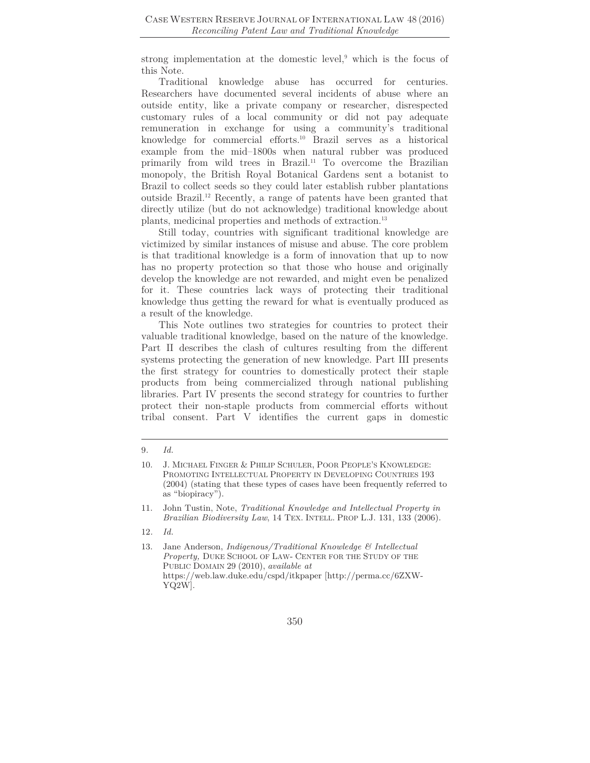strong implementation at the domestic level,[9] which is the focus of this Note.

Traditional knowledge abuse has occurred for centuries. Researchers have documented several incidents of abuse where an outside entity, like a private company or researcher, disrespected customary rules of a local community or did not pay adequate remuneration in exchange for using a community's traditional knowledge for commercial efforts.[10] Brazil serves as a historical example from the mid–1800s when natural rubber was produced primarily from wild trees in Brazil.[11] To overcome the Brazilian monopoly, the British Royal Botanical Gardens sent a botanist to Brazil to collect seeds so they could later establish rubber plantations outside Brazil.[12] Recently, a range of patents have been granted that directly utilize (but do not acknowledge) traditional knowledge about plants, medicinal properties and methods of extraction.[13]

Still today, countries with significant traditional knowledge are victimized by similar instances of misuse and abuse. The core problem is that traditional knowledge is a form of innovation that up to now has no property protection so that those who house and originally develop the knowledge are not rewarded, and might even be penalized for it. These countries lack ways of protecting their traditional knowledge thus getting the reward for what is eventually produced as a result of the knowledge.

This Note outlines two strategies for countries to protect their valuable traditional knowledge, based on the nature of the knowledge. Part II describes the clash of cultures resulting from the different systems protecting the generation of new knowledge. Part III presents the first strategy for countries to domestically protect their staple products from being commercialized through national publishing libraries. Part IV presents the second strategy for countries to further protect their non-staple products from commercial efforts without tribal consent. Part V identifies the current gaps in domestic

---

9. *Id.*

10. J. MICHAEL FINGER & PHILIP SCHULER, POOR PEOPLE'S KNOWLEDGE: PROMOTING INTELLECTUAL PROPERTY IN DEVELOPING COUNTRIES 193 (2004) (stating that these types of cases have been frequently referred to as "biopiracy").

11. John Tustin, Note, *Traditional Knowledge and Intellectual Property in Brazilian Biodiversity Law*, 14 TEX. INTELL. PROP L.J. 131, 133 (2006).

12. *Id.*

13. Jane Anderson, *Indigenous/Traditional Knowledge & Intellectual Property*, DUKE SCHOOL OF LAW- CENTER FOR THE STUDY OF THE PUBLIC DOMAIN 29 (2010), *available at* https://web.law.duke.edu/cspd/itkpaper [http://perma.cc/6ZXW-YQ2W].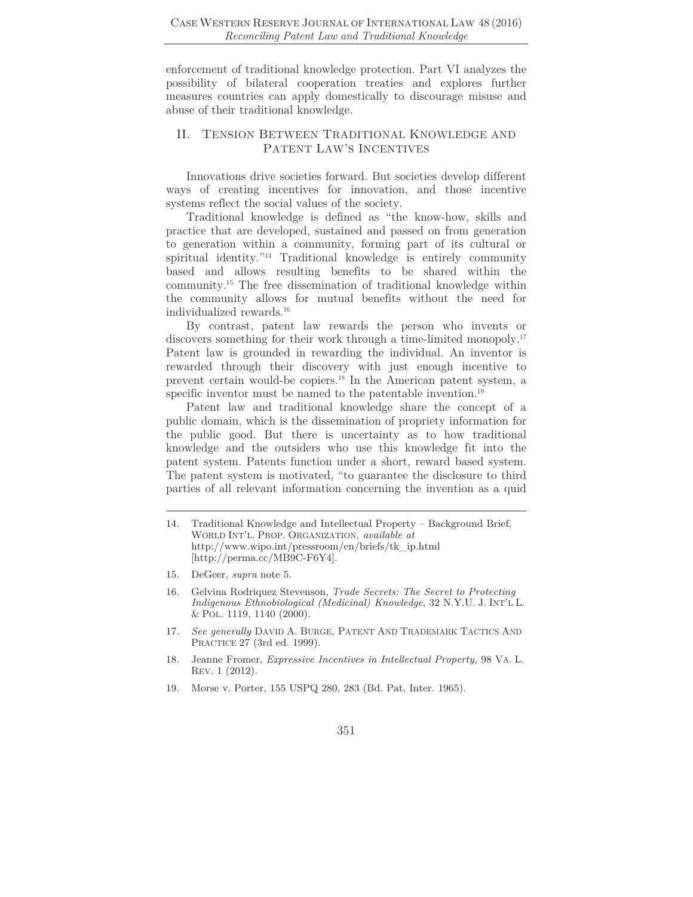enforcement of traditional knowledge protection. Part VI analyzes the possibility of bilateral cooperation treaties and explores further measures countries can apply domestically to discourage misuse and abuse of their traditional knowledge.

## II. Tension Between Traditional Knowledge and Patent Law's Incentives

Innovations drive societies forward. But societies develop different ways of creating incentives for innovation, and those incentive systems reflect the social values of the society.

Traditional knowledge is defined as "the know-how, skills and practice that are developed, sustained and passed on from generation to generation within a community, forming part of its cultural or spiritual identity."[14] Traditional knowledge is entirely community based and allows resulting benefits to be shared within the community.[15] The free dissemination of traditional knowledge within the community allows for mutual benefits without the need for individualized rewards.[16]

By contrast, patent law rewards the person who invents or discovers something for their work through a time-limited monopoly.[17] Patent law is grounded in rewarding the individual. An inventor is rewarded through their discovery with just enough incentive to prevent certain would-be copiers.[18] In the American patent system, a specific inventor must be named to the patentable invention.[19]

Patent law and traditional knowledge share the concept of a public domain, which is the dissemination of propriety information for the public good. But there is uncertainty as to how traditional knowledge and the outsiders who use this knowledge fit into the patent system. Patents function under a short, reward based system. The patent system is motivated, "to guarantee the disclosure to third parties of all relevant information concerning the invention as a quid

---

14. Traditional Knowledge and Intellectual Property – Background Brief, World Int'l. Prop. Organization, *available at* http://www.wipo.int/pressroom/en/briefs/tk_ip.html [http://perma.cc/MB9C-F6Y4].

15. DeGeer, *supra* note 5.

16. Gelvina Rodriquez Stevenson, *Trade Secrets: The Secret to Protecting Indigenous Ethnobiological (Medicinal) Knowledge*, 32 N.Y.U. J. Int'l L. & Pol. 1119, 1140 (2000).

17. *See generally* David A. Burge, Patent And Trademark Tactics And Practice 27 (3rd ed. 1999).

18. Jeanne Fromer, *Expressive Incentives in Intellectual Property,* 98 Va. L. Rev. 1 (2012).

19. Morse v. Porter, 155 USPQ 280, 283 (Bd. Pat. Inter. 1965).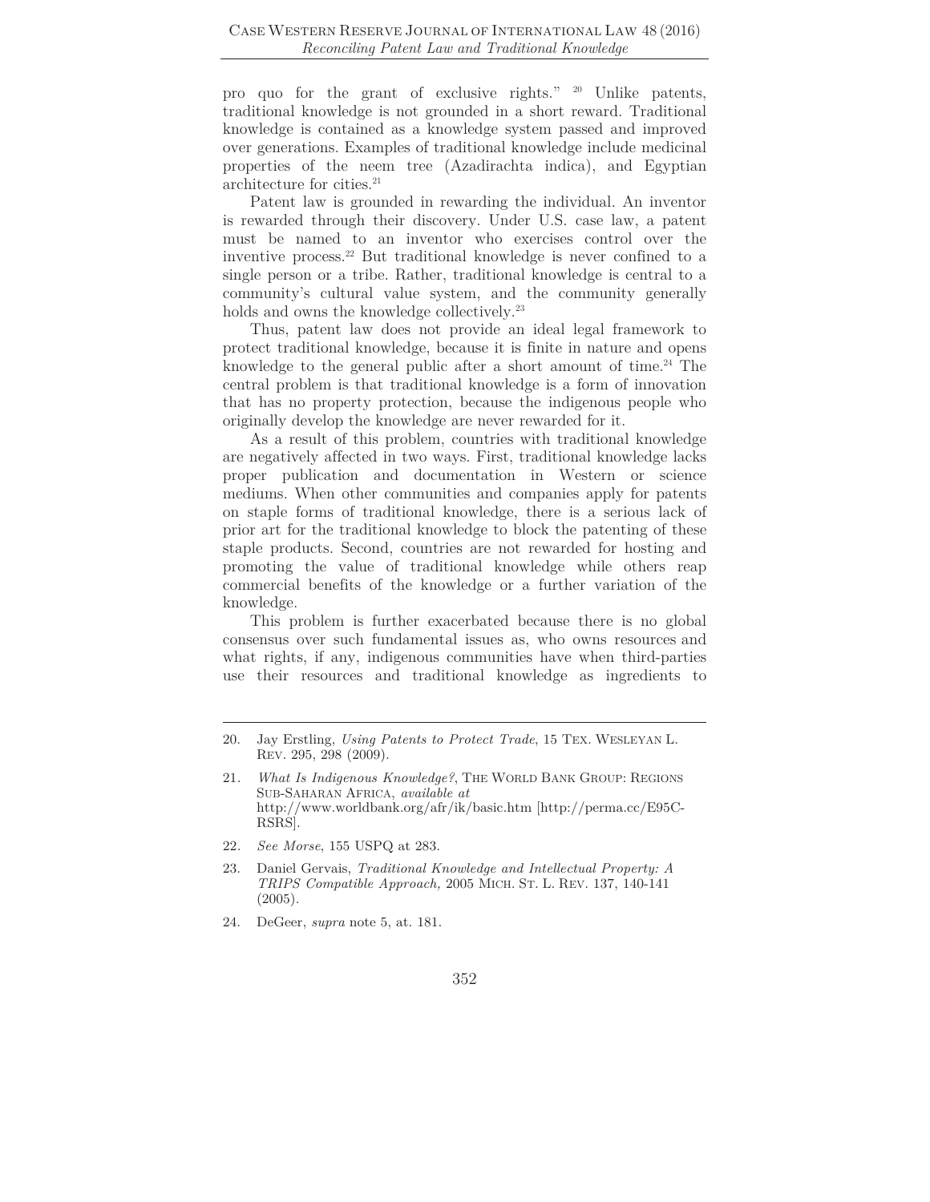pro quo for the grant of exclusive rights."[20] Unlike patents, traditional knowledge is not grounded in a short reward. Traditional knowledge is contained as a knowledge system passed and improved over generations. Examples of traditional knowledge include medicinal properties of the neem tree (Azadirachta indica), and Egyptian architecture for cities.[21]

Patent law is grounded in rewarding the individual. An inventor is rewarded through their discovery. Under U.S. case law, a patent must be named to an inventor who exercises control over the inventive process.[22] But traditional knowledge is never confined to a single person or a tribe. Rather, traditional knowledge is central to a community's cultural value system, and the community generally holds and owns the knowledge collectively.[23]

Thus, patent law does not provide an ideal legal framework to protect traditional knowledge, because it is finite in nature and opens knowledge to the general public after a short amount of time.[24] The central problem is that traditional knowledge is a form of innovation that has no property protection, because the indigenous people who originally develop the knowledge are never rewarded for it.

As a result of this problem, countries with traditional knowledge are negatively affected in two ways. First, traditional knowledge lacks proper publication and documentation in Western or science mediums. When other communities and companies apply for patents on staple forms of traditional knowledge, there is a serious lack of prior art for the traditional knowledge to block the patenting of these staple products. Second, countries are not rewarded for hosting and promoting the value of traditional knowledge while others reap commercial benefits of the knowledge or a further variation of the knowledge.

This problem is further exacerbated because there is no global consensus over such fundamental issues as, who owns resources and what rights, if any, indigenous communities have when third-parties use their resources and traditional knowledge as ingredients to

---

20. Jay Erstling, *Using Patents to Protect Trade*, 15 Tex. Wesleyan L. Rev. 295, 298 (2009).

21. *What Is Indigenous Knowledge?*, The World Bank Group: Regions Sub-Saharan Africa, *available at* http://www.worldbank.org/afr/ik/basic.htm [http://perma.cc/E95C-RSRS].

22. *See Morse*, 155 USPQ at 283.

23. Daniel Gervais, *Traditional Knowledge and Intellectual Property: A TRIPS Compatible Approach,* 2005 Mich. St. L. Rev. 137, 140-141 (2005).

24. DeGeer, *supra* note 5, at. 181.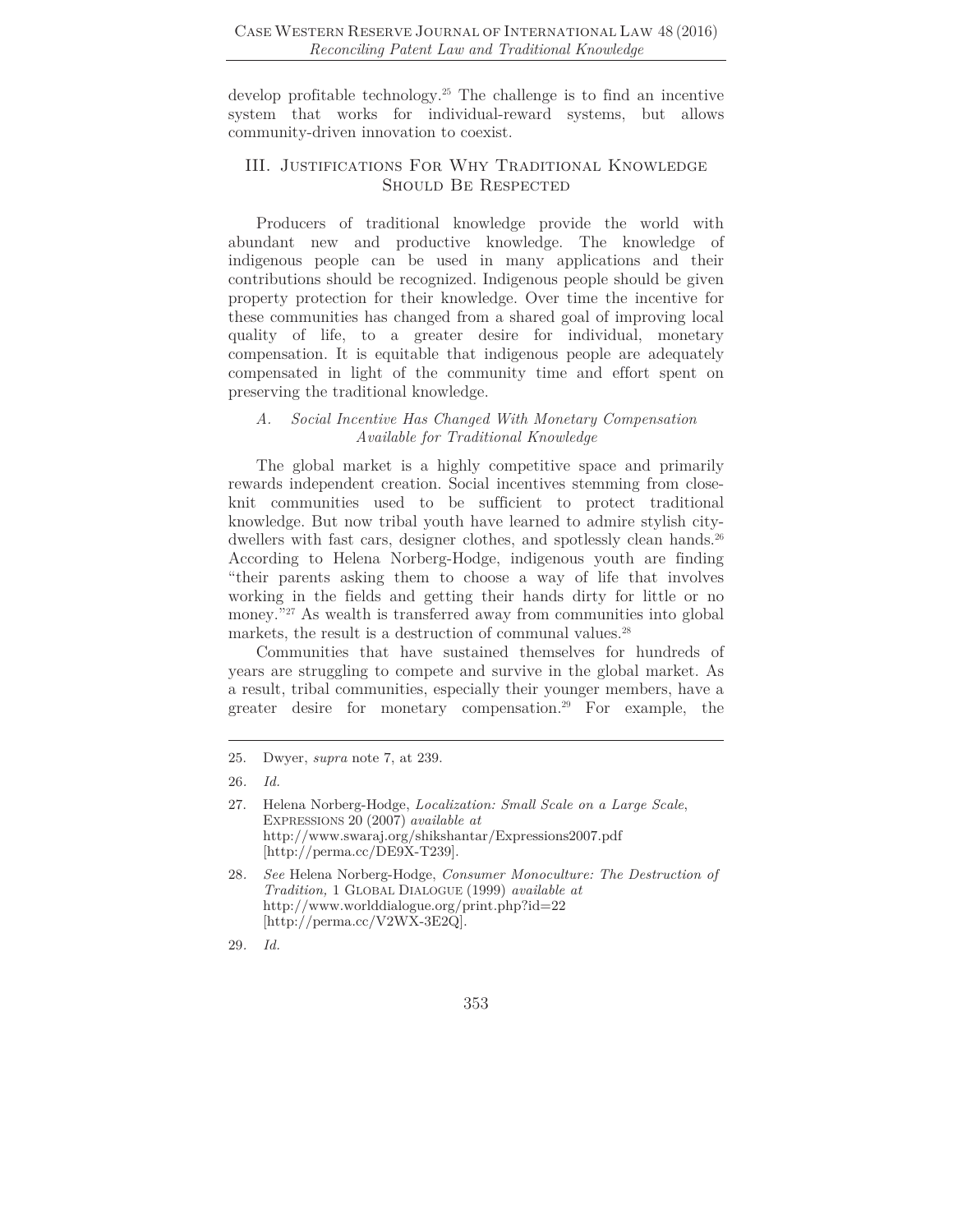develop profitable technology.[25] The challenge is to find an incentive system that works for individual-reward systems, but allows community-driven innovation to coexist.

## III. Justifications For Why Traditional Knowledge Should Be Respected

Producers of traditional knowledge provide the world with abundant new and productive knowledge. The knowledge of indigenous people can be used in many applications and their contributions should be recognized. Indigenous people should be given property protection for their knowledge. Over time the incentive for these communities has changed from a shared goal of improving local quality of life, to a greater desire for individual, monetary compensation. It is equitable that indigenous people are adequately compensated in light of the community time and effort spent on preserving the traditional knowledge.

### *A. Social Incentive Has Changed With Monetary Compensation Available for Traditional Knowledge*

The global market is a highly competitive space and primarily rewards independent creation. Social incentives stemming from close-knit communities used to be sufficient to protect traditional knowledge. But now tribal youth have learned to admire stylish city-dwellers with fast cars, designer clothes, and spotlessly clean hands.[26] According to Helena Norberg-Hodge, indigenous youth are finding "their parents asking them to choose a way of life that involves working in the fields and getting their hands dirty for little or no money."[27] As wealth is transferred away from communities into global markets, the result is a destruction of communal values.[28]

Communities that have sustained themselves for hundreds of years are struggling to compete and survive in the global market. As a result, tribal communities, especially their younger members, have a greater desire for monetary compensation.[29] For example, the

---

25. Dwyer, *supra* note 7, at 239.

26. *Id.*

27. Helena Norberg-Hodge, *Localization: Small Scale on a Large Scale*, Expressions 20 (2007) *available at* http://www.swaraj.org/shikshantar/Expressions2007.pdf [http://perma.cc/DE9X-T239].

28. *See* Helena Norberg-Hodge, *Consumer Monoculture: The Destruction of Tradition,* 1 Global Dialogue (1999) *available at* http://www.worlddialogue.org/print.php?id=22 [http://perma.cc/V2WX-3E2Q].

29. *Id.*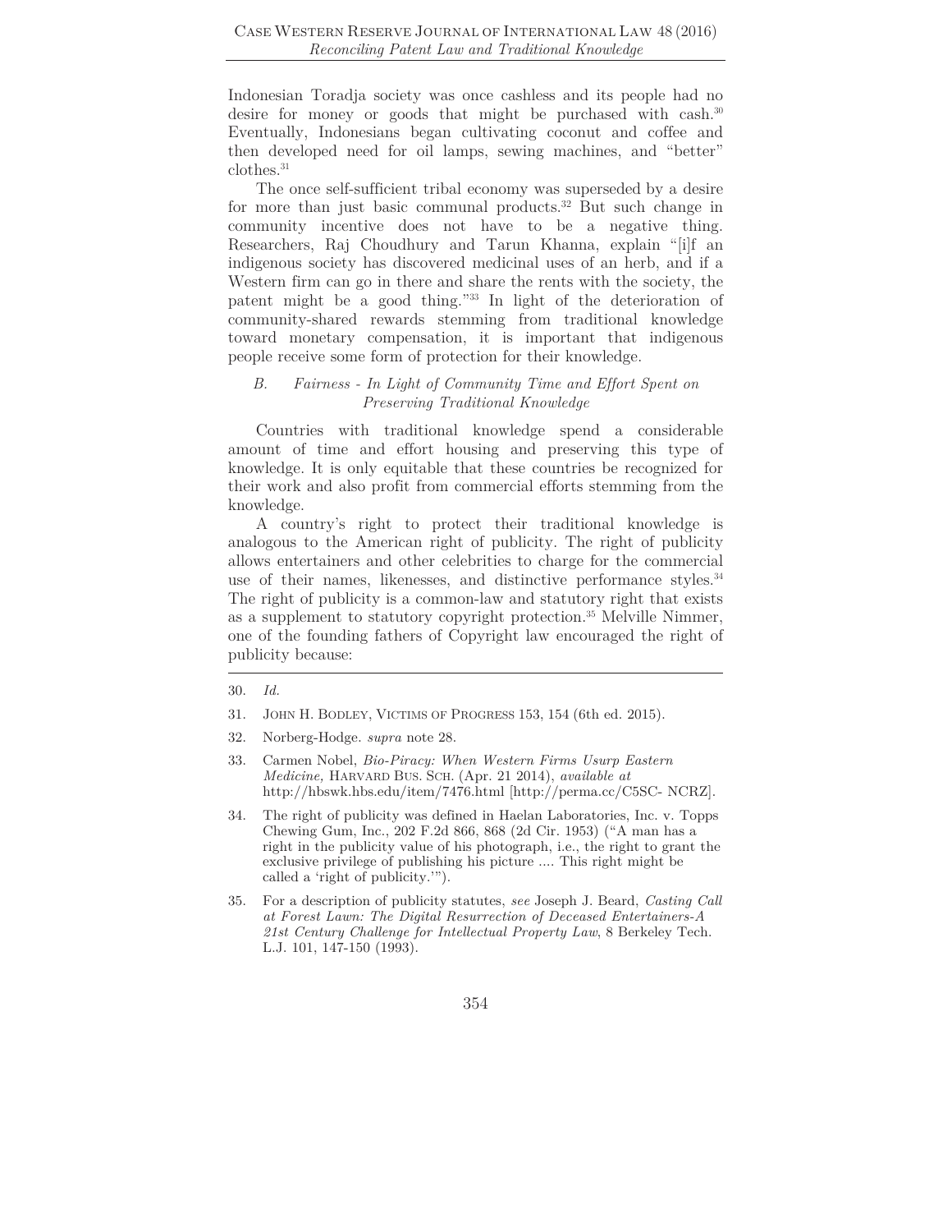Indonesian Toradja society was once cashless and its people had no desire for money or goods that might be purchased with cash.[30] Eventually, Indonesians began cultivating coconut and coffee and then developed need for oil lamps, sewing machines, and "better" clothes.[31]

The once self-sufficient tribal economy was superseded by a desire for more than just basic communal products.[32] But such change in community incentive does not have to be a negative thing. Researchers, Raj Choudhury and Tarun Khanna, explain "[i]f an indigenous society has discovered medicinal uses of an herb, and if a Western firm can go in there and share the rents with the society, the patent might be a good thing."[33] In light of the deterioration of community-shared rewards stemming from traditional knowledge toward monetary compensation, it is important that indigenous people receive some form of protection for their knowledge.

### *B. Fairness - In Light of Community Time and Effort Spent on Preserving Traditional Knowledge*

Countries with traditional knowledge spend a considerable amount of time and effort housing and preserving this type of knowledge. It is only equitable that these countries be recognized for their work and also profit from commercial efforts stemming from the knowledge.

A country's right to protect their traditional knowledge is analogous to the American right of publicity. The right of publicity allows entertainers and other celebrities to charge for the commercial use of their names, likenesses, and distinctive performance styles.[34] The right of publicity is a common-law and statutory right that exists as a supplement to statutory copyright protection.[35] Melville Nimmer, one of the founding fathers of Copyright law encouraged the right of publicity because:

---

30. *Id.*

31. JOHN H. BODLEY, VICTIMS OF PROGRESS 153, 154 (6th ed. 2015).

32. Norberg-Hodge. *supra* note 28.

33. Carmen Nobel, *Bio-Piracy: When Western Firms Usurp Eastern Medicine,* HARVARD BUS. SCH. (Apr. 21 2014), *available at* http://hbswk.hbs.edu/item/7476.html [http://perma.cc/C5SC- NCRZ].

34. The right of publicity was defined in Haelan Laboratories, Inc. v. Topps Chewing Gum, Inc., 202 F.2d 866, 868 (2d Cir. 1953) ("A man has a right in the publicity value of his photograph, i.e., the right to grant the exclusive privilege of publishing his picture .... This right might be called a 'right of publicity.'").

35. For a description of publicity statutes, *see* Joseph J. Beard, *Casting Call at Forest Lawn: The Digital Resurrection of Deceased Entertainers-A 21st Century Challenge for Intellectual Property Law*, 8 Berkeley Tech. L.J. 101, 147-150 (1993).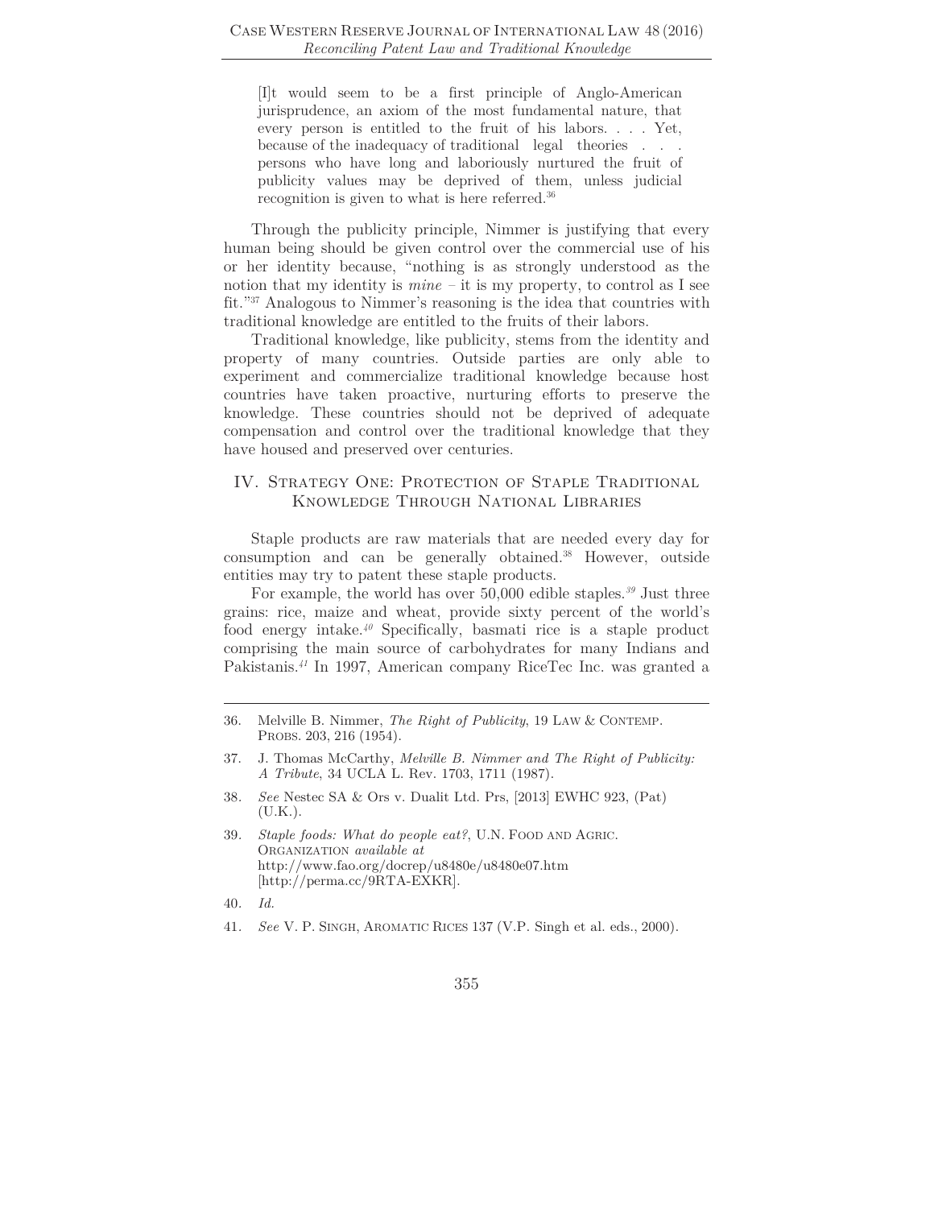> [I]t would seem to be a first principle of Anglo-American jurisprudence, an axiom of the most fundamental nature, that every person is entitled to the fruit of his labors. . . . Yet, because of the inadequacy of traditional legal theories . . . persons who have long and laboriously nurtured the fruit of publicity values may be deprived of them, unless judicial recognition is given to what is here referred.[36]

Through the publicity principle, Nimmer is justifying that every human being should be given control over the commercial use of his or her identity because, "nothing is as strongly understood as the notion that my identity is *mine* – it is my property, to control as I see fit."[37] Analogous to Nimmer's reasoning is the idea that countries with traditional knowledge are entitled to the fruits of their labors.

Traditional knowledge, like publicity, stems from the identity and property of many countries. Outside parties are only able to experiment and commercialize traditional knowledge because host countries have taken proactive, nurturing efforts to preserve the knowledge. These countries should not be deprived of adequate compensation and control over the traditional knowledge that they have housed and preserved over centuries.

## IV. Strategy One: Protection of Staple Traditional Knowledge Through National Libraries

Staple products are raw materials that are needed every day for consumption and can be generally obtained.[38] However, outside entities may try to patent these staple products.

For example, the world has over 50,000 edible staples.[39] Just three grains: rice, maize and wheat, provide sixty percent of the world's food energy intake.[40] Specifically, basmati rice is a staple product comprising the main source of carbohydrates for many Indians and Pakistanis.[41] In 1997, American company RiceTec Inc. was granted a

---

36. Melville B. Nimmer, *The Right of Publicity*, 19 Law & Contemp. Probs. 203, 216 (1954).

37. J. Thomas McCarthy, *Melville B. Nimmer and The Right of Publicity: A Tribute*, 34 UCLA L. Rev. 1703, 1711 (1987).

38. *See* Nestec SA & Ors v. Dualit Ltd. Prs, [2013] EWHC 923, (Pat) (U.K.).

39. *Staple foods: What do people eat?*, U.N. Food and Agric. Organization *available at* http://www.fao.org/docrep/u8480e/u8480e07.htm [http://perma.cc/9RTA-EXKR].

40. *Id.*

41. *See* V. P. Singh, Aromatic Rices 137 (V.P. Singh et al. eds., 2000).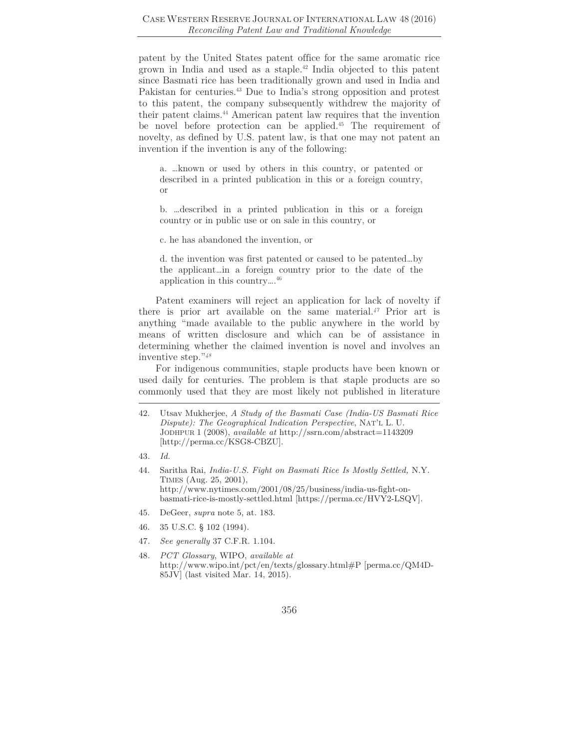patent by the United States patent office for the same aromatic rice grown in India and used as a staple.[42] India objected to this patent since Basmati rice has been traditionally grown and used in India and Pakistan for centuries.[43] Due to India's strong opposition and protest to this patent, the company subsequently withdrew the majority of their patent claims.[44] American patent law requires that the invention be novel before protection can be applied.[45] The requirement of novelty, as defined by U.S. patent law, is that one may not patent an invention if the invention is any of the following:

> a. …known or used by others in this country, or patented or described in a printed publication in this or a foreign country, or
>
> b. …described in a printed publication in this or a foreign country or in public use or on sale in this country, or
>
> c. he has abandoned the invention, or
>
> d. the invention was first patented or caused to be patented…by the applicant…in a foreign country prior to the date of the application in this country….[46]

Patent examiners will reject an application for lack of novelty if there is prior art available on the same material.[47] Prior art is anything "made available to the public anywhere in the world by means of written disclosure and which can be of assistance in determining whether the claimed invention is novel and involves an inventive step."[48]

For indigenous communities, staple products have been known or used daily for centuries. The problem is that staple products are so commonly used that they are most likely not published in literature

---

42. Utsav Mukherjee, *A Study of the Basmati Case (India-US Basmati Rice Dispute): The Geographical Indication Perspective*, NAT'L L. U. JODHPUR 1 (2008), *available at* http://ssrn.com/abstract=1143209 [http://perma.cc/KSG8-CBZU].

43. *Id.*

44. Saritha Rai, *India-U.S. Fight on Basmati Rice Is Mostly Settled,* N.Y. TIMES (Aug. 25, 2001), http://www.nytimes.com/2001/08/25/business/india-us-fight-on-basmati-rice-is-mostly-settled.html [https://perma.cc/HVY2-LSQV].

45. DeGeer, *supra* note 5, at. 183.

46. 35 U.S.C. § 102 (1994).

47. *See generally* 37 C.F.R. 1.104.

48. *PCT Glossary*, WIPO, *available at* http://www.wipo.int/pct/en/texts/glossary.html#P [perma.cc/QM4D-85JV] (last visited Mar. 14, 2015).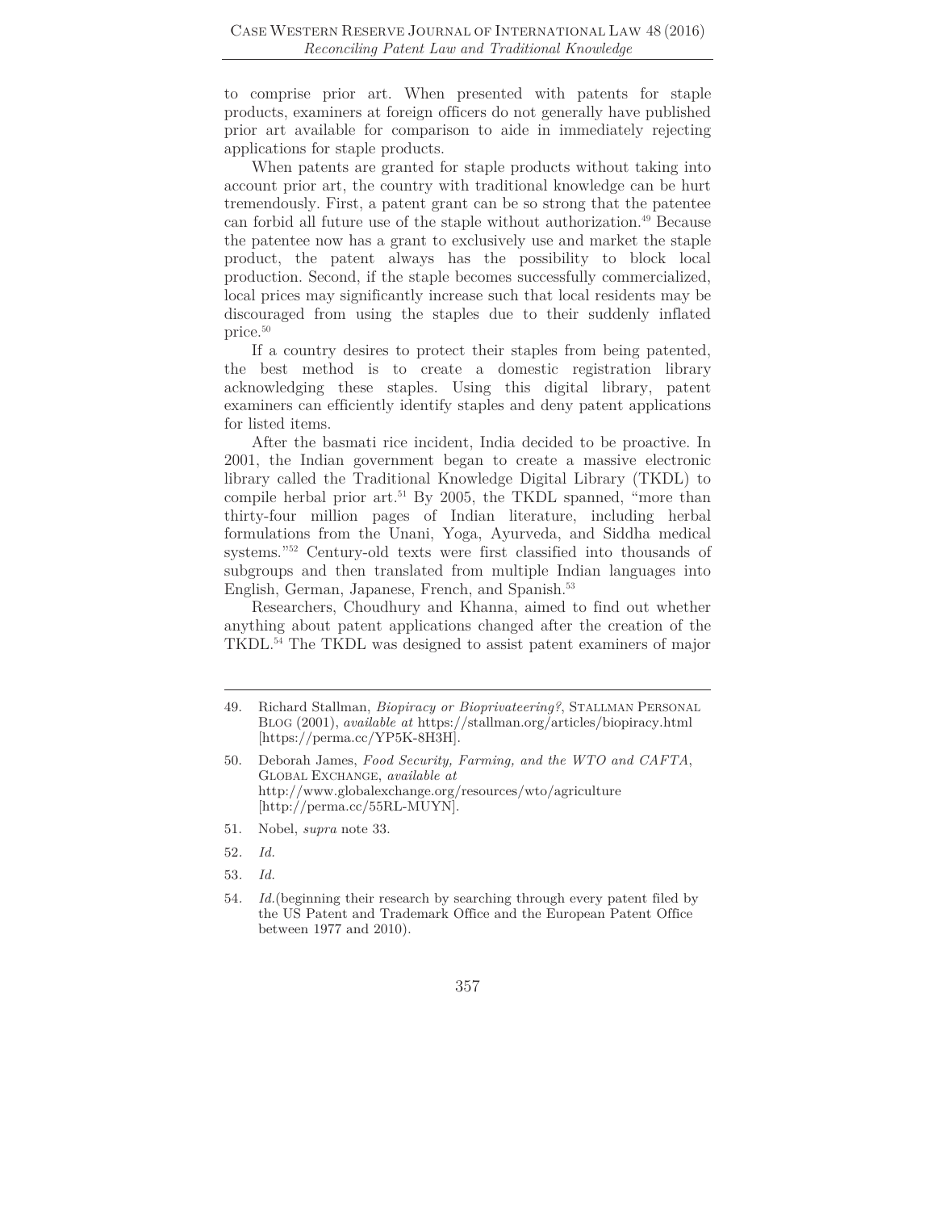to comprise prior art. When presented with patents for staple products, examiners at foreign officers do not generally have published prior art available for comparison to aide in immediately rejecting applications for staple products.

When patents are granted for staple products without taking into account prior art, the country with traditional knowledge can be hurt tremendously. First, a patent grant can be so strong that the patentee can forbid all future use of the staple without authorization.[49] Because the patentee now has a grant to exclusively use and market the staple product, the patent always has the possibility to block local production. Second, if the staple becomes successfully commercialized, local prices may significantly increase such that local residents may be discouraged from using the staples due to their suddenly inflated price.[50]

If a country desires to protect their staples from being patented, the best method is to create a domestic registration library acknowledging these staples. Using this digital library, patent examiners can efficiently identify staples and deny patent applications for listed items.

After the basmati rice incident, India decided to be proactive. In 2001, the Indian government began to create a massive electronic library called the Traditional Knowledge Digital Library (TKDL) to compile herbal prior art.[51] By 2005, the TKDL spanned, "more than thirty-four million pages of Indian literature, including herbal formulations from the Unani, Yoga, Ayurveda, and Siddha medical systems."[52] Century-old texts were first classified into thousands of subgroups and then translated from multiple Indian languages into English, German, Japanese, French, and Spanish.[53]

Researchers, Choudhury and Khanna, aimed to find out whether anything about patent applications changed after the creation of the TKDL.[54] The TKDL was designed to assist patent examiners of major

---

49. Richard Stallman, *Biopiracy or Bioprivateering?*, STALLMAN PERSONAL BLOG (2001), *available at* https://stallman.org/articles/biopiracy.html [https://perma.cc/YP5K-8H3H].

50. Deborah James, *Food Security, Farming, and the WTO and CAFTA*, GLOBAL EXCHANGE, *available at* http://www.globalexchange.org/resources/wto/agriculture [http://perma.cc/55RL-MUYN].

51. Nobel, *supra* note 33.

52. *Id.*

53. *Id.*

54. *Id.*(beginning their research by searching through every patent filed by the US Patent and Trademark Office and the European Patent Office between 1977 and 2010).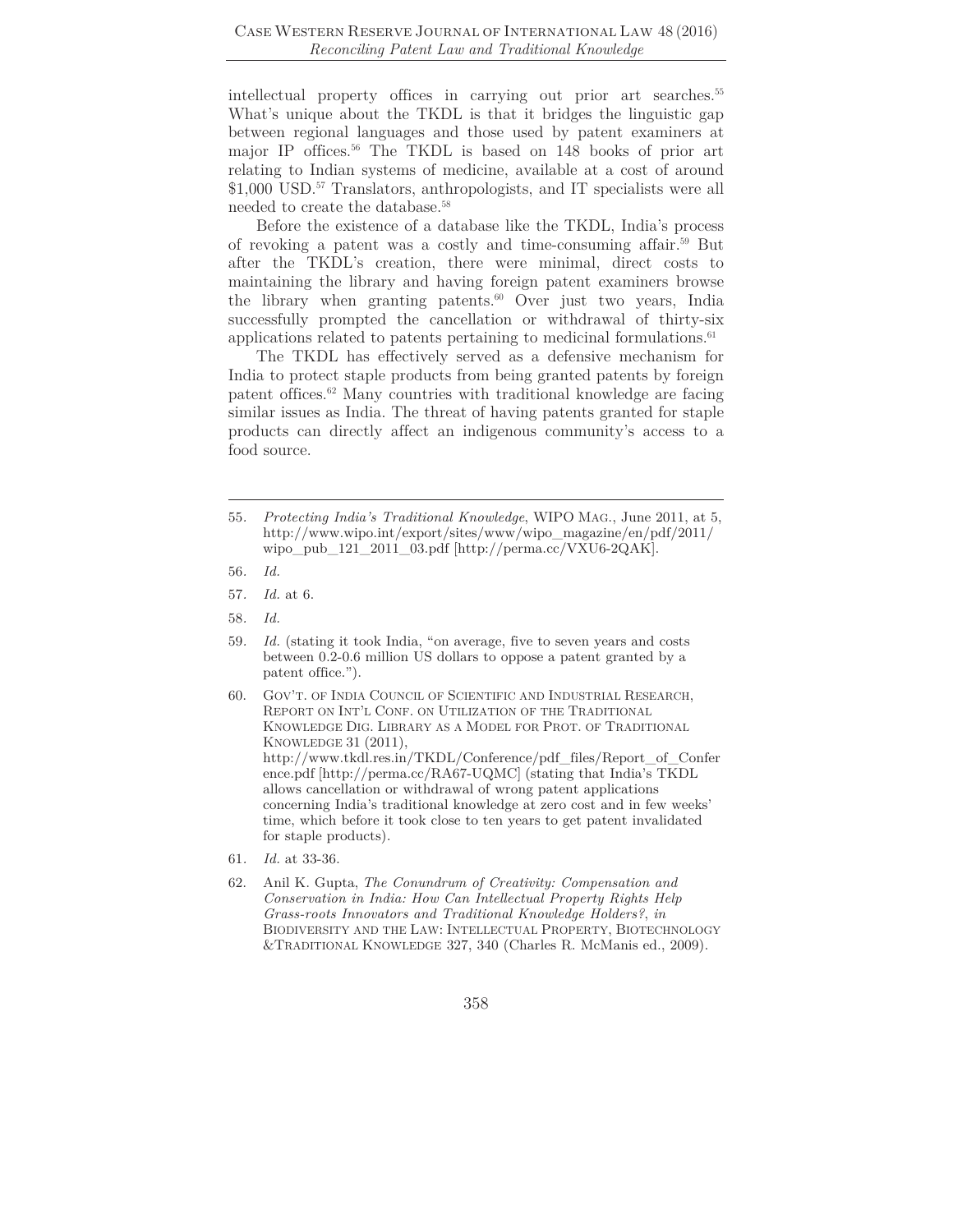intellectual property offices in carrying out prior art searches.[55] What's unique about the TKDL is that it bridges the linguistic gap between regional languages and those used by patent examiners at major IP offices.[56] The TKDL is based on 148 books of prior art relating to Indian systems of medicine, available at a cost of around $1,000 USD.[57] Translators, anthropologists, and IT specialists were all needed to create the database.[58]

Before the existence of a database like the TKDL, India's process of revoking a patent was a costly and time-consuming affair.[59] But after the TKDL's creation, there were minimal, direct costs to maintaining the library and having foreign patent examiners browse the library when granting patents.[60] Over just two years, India successfully prompted the cancellation or withdrawal of thirty-six applications related to patents pertaining to medicinal formulations.[61]

The TKDL has effectively served as a defensive mechanism for India to protect staple products from being granted patents by foreign patent offices.[62] Many countries with traditional knowledge are facing similar issues as India. The threat of having patents granted for staple products can directly affect an indigenous community's access to a food source.

---

55. *Protecting India's Traditional Knowledge*, WIPO MAG., June 2011, at 5, http://www.wipo.int/export/sites/www/wipo_magazine/en/pdf/2011/wipo_pub_121_2011_03.pdf [http://perma.cc/VXU6-2QAK].

56. *Id.*

57. *Id.* at 6.

58. *Id.*

59. *Id.* (stating it took India, "on average, five to seven years and costs between 0.2-0.6 million US dollars to oppose a patent granted by a patent office.").

60. GOV'T. OF INDIA COUNCIL OF SCIENTIFIC AND INDUSTRIAL RESEARCH, REPORT ON INT'L CONF. ON UTILIZATION OF THE TRADITIONAL KNOWLEDGE DIG. LIBRARY AS A MODEL FOR PROT. OF TRADITIONAL KNOWLEDGE 31 (2011), http://www.tkdl.res.in/TKDL/Conference/pdf_files/Report_of_Conference.pdf [http://perma.cc/RA67-UQMC] (stating that India's TKDL allows cancellation or withdrawal of wrong patent applications concerning India's traditional knowledge at zero cost and in few weeks' time, which before it took close to ten years to get patent invalidated for staple products).

61. *Id.* at 33-36.

62. Anil K. Gupta, *The Conundrum of Creativity: Compensation and Conservation in India: How Can Intellectual Property Rights Help Grass-roots Innovators and Traditional Knowledge Holders?*, *in* BIODIVERSITY AND THE LAW: INTELLECTUAL PROPERTY, BIOTECHNOLOGY & TRADITIONAL KNOWLEDGE 327, 340 (Charles R. McManis ed., 2009).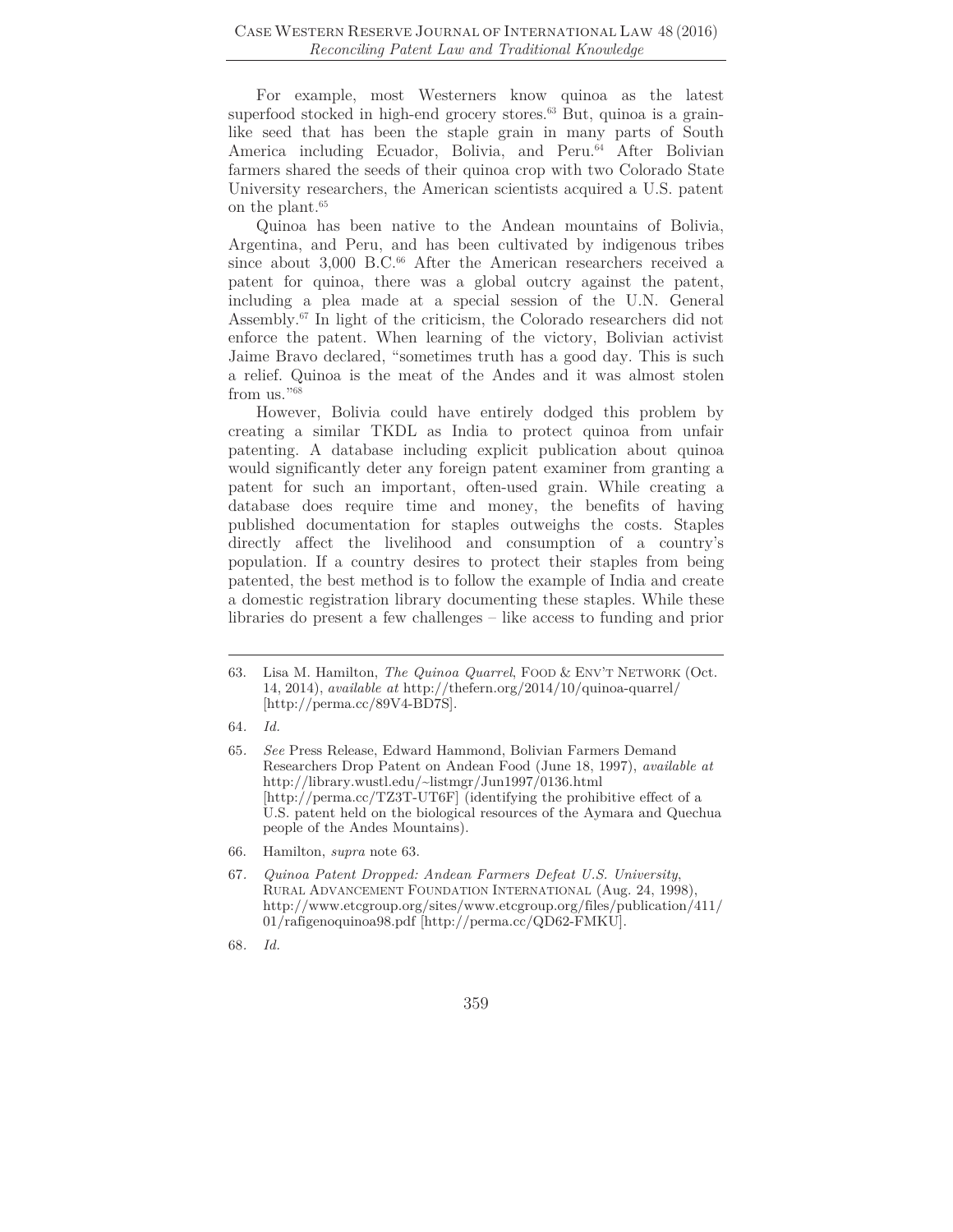For example, most Westerners know quinoa as the latest superfood stocked in high-end grocery stores.[63] But, quinoa is a grain-like seed that has been the staple grain in many parts of South America including Ecuador, Bolivia, and Peru.[64] After Bolivian farmers shared the seeds of their quinoa crop with two Colorado State University researchers, the American scientists acquired a U.S. patent on the plant.[65]

Quinoa has been native to the Andean mountains of Bolivia, Argentina, and Peru, and has been cultivated by indigenous tribes since about 3,000 B.C.[66] After the American researchers received a patent for quinoa, there was a global outcry against the patent, including a plea made at a special session of the U.N. General Assembly.[67] In light of the criticism, the Colorado researchers did not enforce the patent. When learning of the victory, Bolivian activist Jaime Bravo declared, "sometimes truth has a good day. This is such a relief. Quinoa is the meat of the Andes and it was almost stolen from us."[68]

However, Bolivia could have entirely dodged this problem by creating a similar TKDL as India to protect quinoa from unfair patenting. A database including explicit publication about quinoa would significantly deter any foreign patent examiner from granting a patent for such an important, often-used grain. While creating a database does require time and money, the benefits of having published documentation for staples outweighs the costs. Staples directly affect the livelihood and consumption of a country's population. If a country desires to protect their staples from being patented, the best method is to follow the example of India and create a domestic registration library documenting these staples. While these libraries do present a few challenges – like access to funding and prior

---

63. Lisa M. Hamilton, *The Quinoa Quarrel*, FOOD & ENV'T NETWORK (Oct. 14, 2014), *available at* http://thefern.org/2014/10/quinoa-quarrel/ [http://perma.cc/89V4-BD7S].

64. *Id.*

65. *See* Press Release, Edward Hammond, Bolivian Farmers Demand Researchers Drop Patent on Andean Food (June 18, 1997), *available at* http://library.wustl.edu/~listmgr/Jun1997/0136.html [http://perma.cc/TZ3T-UT6F] (identifying the prohibitive effect of a U.S. patent held on the biological resources of the Aymara and Quechua people of the Andes Mountains).

66. Hamilton, *supra* note 63.

67. *Quinoa Patent Dropped: Andean Farmers Defeat U.S. University*, RURAL ADVANCEMENT FOUNDATION INTERNATIONAL (Aug. 24, 1998), http://www.etcgroup.org/sites/www.etcgroup.org/files/publication/411/01/rafigenoquinoa98.pdf [http://perma.cc/QD62-FMKU].

68. *Id.*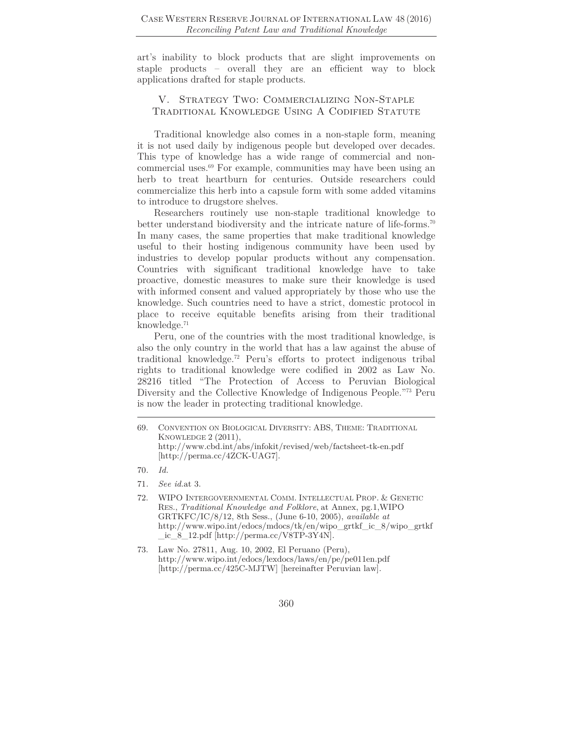art's inability to block products that are slight improvements on staple products – overall they are an efficient way to block applications drafted for staple products.

## V. Strategy Two: Commercializing Non-Staple Traditional Knowledge Using A Codified Statute

Traditional knowledge also comes in a non-staple form, meaning it is not used daily by indigenous people but developed over decades. This type of knowledge has a wide range of commercial and non-commercial uses.[69] For example, communities may have been using an herb to treat heartburn for centuries. Outside researchers could commercialize this herb into a capsule form with some added vitamins to introduce to drugstore shelves.

Researchers routinely use non-staple traditional knowledge to better understand biodiversity and the intricate nature of life-forms.[70] In many cases, the same properties that make traditional knowledge useful to their hosting indigenous community have been used by industries to develop popular products without any compensation. Countries with significant traditional knowledge have to take proactive, domestic measures to make sure their knowledge is used with informed consent and valued appropriately by those who use the knowledge. Such countries need to have a strict, domestic protocol in place to receive equitable benefits arising from their traditional knowledge.[71]

Peru, one of the countries with the most traditional knowledge, is also the only country in the world that has a law against the abuse of traditional knowledge.[72] Peru's efforts to protect indigenous tribal rights to traditional knowledge were codified in 2002 as Law No. 28216 titled "The Protection of Access to Peruvian Biological Diversity and the Collective Knowledge of Indigenous People."[73] Peru is now the leader in protecting traditional knowledge.

---

69. Convention on Biological Diversity: ABS, Theme: Traditional Knowledge 2 (2011), http://www.cbd.int/abs/infokit/revised/web/factsheet-tk-en.pdf [http://perma.cc/4ZCK-UAG7].

70. *Id.*

71. *See id.*at 3.

72. WIPO Intergovernmental Comm. Intellectual Prop. & Genetic Res., *Traditional Knowledge and Folklore*, at Annex, pg.1,WIPO GRTKFC/IC/8/12, 8th Sess., (June 6-10, 2005), *available at* http://www.wipo.int/edocs/mdocs/tk/en/wipo_grtkf_ic_8/wipo_grtkf_ic_8_12.pdf [http://perma.cc/V8TP-3Y4N].

73. Law No. 27811, Aug. 10, 2002, El Peruano (Peru), http://www.wipo.int/edocs/lexdocs/laws/en/pe/pe011en.pdf [http://perma.cc/425C-MJTW] [hereinafter Peruvian law].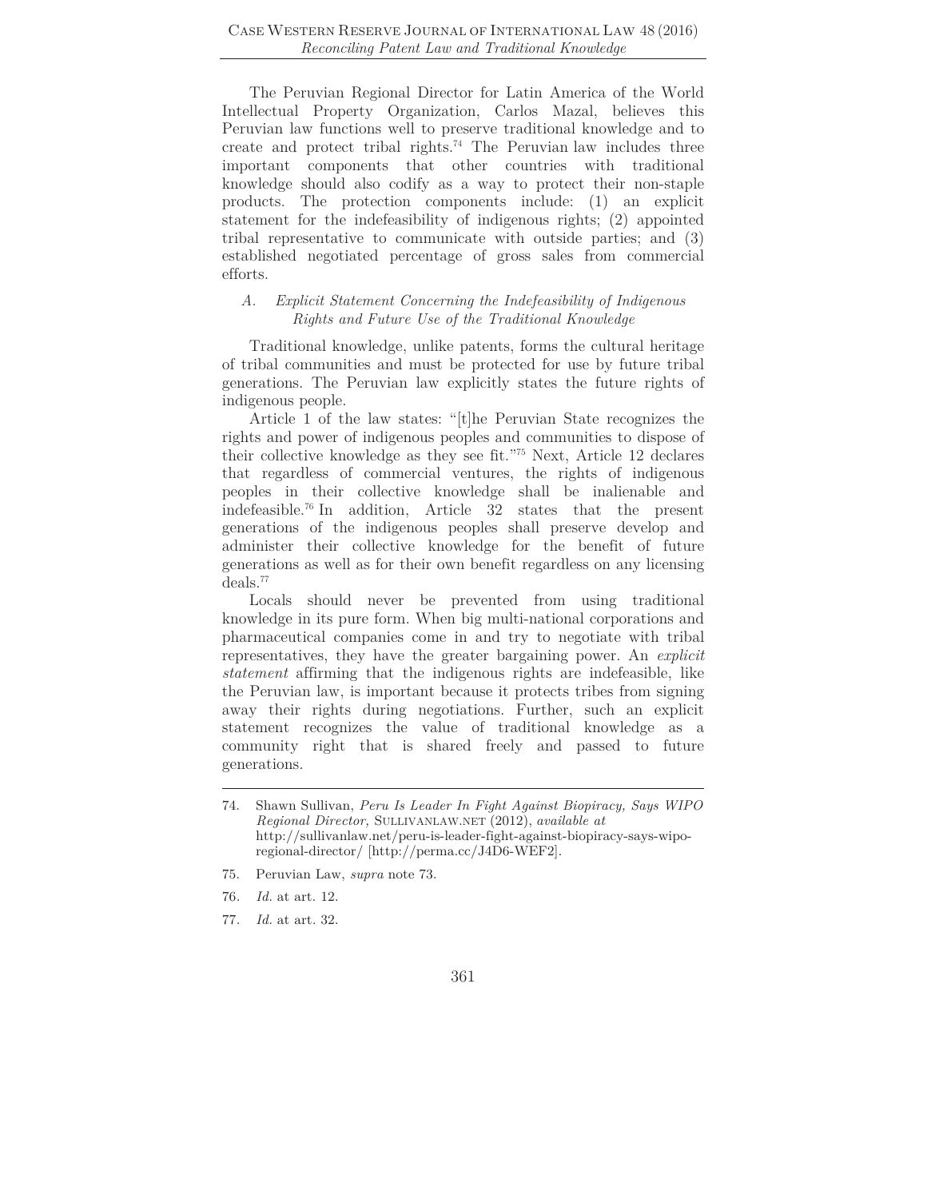The Peruvian Regional Director for Latin America of the World Intellectual Property Organization, Carlos Mazal, believes this Peruvian law functions well to preserve traditional knowledge and to create and protect tribal rights.[74] The Peruvian law includes three important components that other countries with traditional knowledge should also codify as a way to protect their non-staple products. The protection components include: (1) an explicit statement for the indefeasibility of indigenous rights; (2) appointed tribal representative to communicate with outside parties; and (3) established negotiated percentage of gross sales from commercial efforts.

### *A. Explicit Statement Concerning the Indefeasibility of Indigenous Rights and Future Use of the Traditional Knowledge*

Traditional knowledge, unlike patents, forms the cultural heritage of tribal communities and must be protected for use by future tribal generations. The Peruvian law explicitly states the future rights of indigenous people.

Article 1 of the law states: "[t]he Peruvian State recognizes the rights and power of indigenous peoples and communities to dispose of their collective knowledge as they see fit."[75] Next, Article 12 declares that regardless of commercial ventures, the rights of indigenous peoples in their collective knowledge shall be inalienable and indefeasible.[76] In addition, Article 32 states that the present generations of the indigenous peoples shall preserve develop and administer their collective knowledge for the benefit of future generations as well as for their own benefit regardless on any licensing deals.[77]

Locals should never be prevented from using traditional knowledge in its pure form. When big multi-national corporations and pharmaceutical companies come in and try to negotiate with tribal representatives, they have the greater bargaining power. An *explicit statement* affirming that the indigenous rights are indefeasible, like the Peruvian law, is important because it protects tribes from signing away their rights during negotiations. Further, such an explicit statement recognizes the value of traditional knowledge as a community right that is shared freely and passed to future generations.

---

74. Shawn Sullivan, *Peru Is Leader In Fight Against Biopiracy, Says WIPO Regional Director,* SULLIVANLAW.NET (2012), *available at* http://sullivanlaw.net/peru-is-leader-fight-against-biopiracy-says-wipo-regional-director/ [http://perma.cc/J4D6-WEF2].

75. Peruvian Law, *supra* note 73.

76. *Id.* at art. 12.

77. *Id.* at art. 32.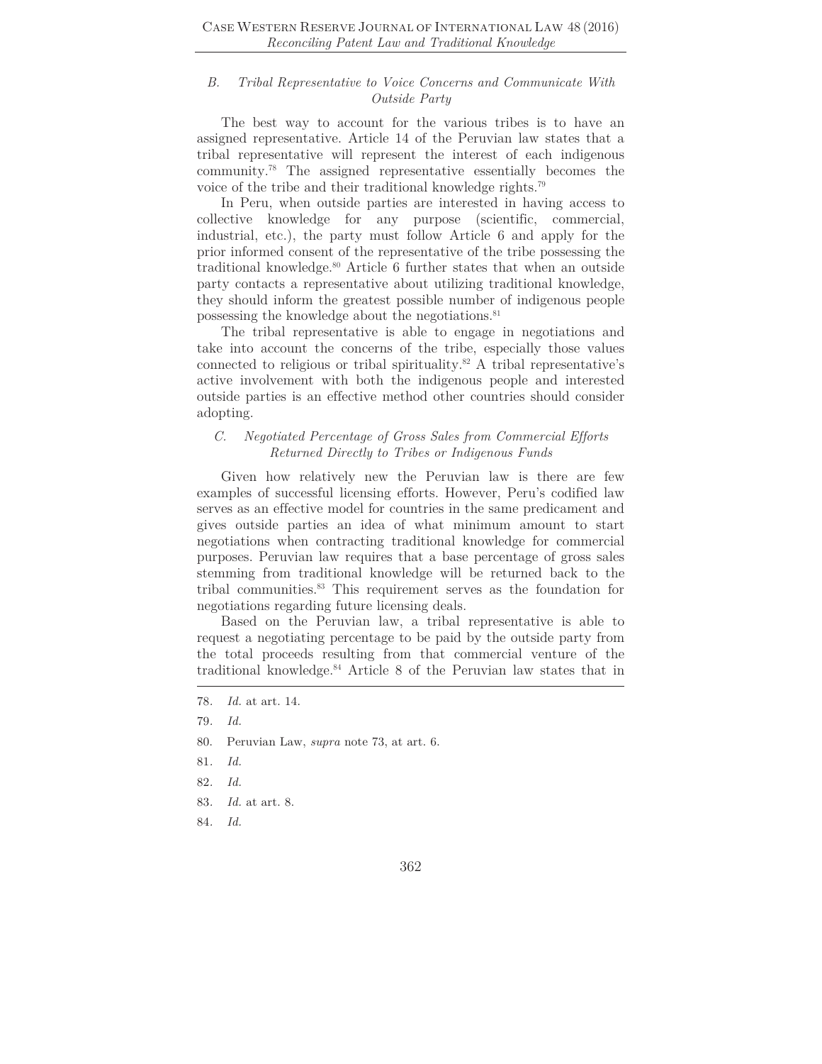### *B. Tribal Representative to Voice Concerns and Communicate With Outside Party*

The best way to account for the various tribes is to have an assigned representative. Article 14 of the Peruvian law states that a tribal representative will represent the interest of each indigenous community.[78] The assigned representative essentially becomes the voice of the tribe and their traditional knowledge rights.[79]

In Peru, when outside parties are interested in having access to collective knowledge for any purpose (scientific, commercial, industrial, etc.), the party must follow Article 6 and apply for the prior informed consent of the representative of the tribe possessing the traditional knowledge.[80] Article 6 further states that when an outside party contacts a representative about utilizing traditional knowledge, they should inform the greatest possible number of indigenous people possessing the knowledge about the negotiations.[81]

The tribal representative is able to engage in negotiations and take into account the concerns of the tribe, especially those values connected to religious or tribal spirituality.[82] A tribal representative's active involvement with both the indigenous people and interested outside parties is an effective method other countries should consider adopting.

### *C. Negotiated Percentage of Gross Sales from Commercial Efforts Returned Directly to Tribes or Indigenous Funds*

Given how relatively new the Peruvian law is there are few examples of successful licensing efforts. However, Peru's codified law serves as an effective model for countries in the same predicament and gives outside parties an idea of what minimum amount to start negotiations when contracting traditional knowledge for commercial purposes. Peruvian law requires that a base percentage of gross sales stemming from traditional knowledge will be returned back to the tribal communities.[83] This requirement serves as the foundation for negotiations regarding future licensing deals.

Based on the Peruvian law, a tribal representative is able to request a negotiating percentage to be paid by the outside party from the total proceeds resulting from that commercial venture of the traditional knowledge.[84] Article 8 of the Peruvian law states that in

---

78. *Id.* at art. 14.

79. *Id.*

80. Peruvian Law, *supra* note 73, at art. 6.

81. *Id.*

82. *Id.*

83. *Id.* at art. 8.

84. *Id.*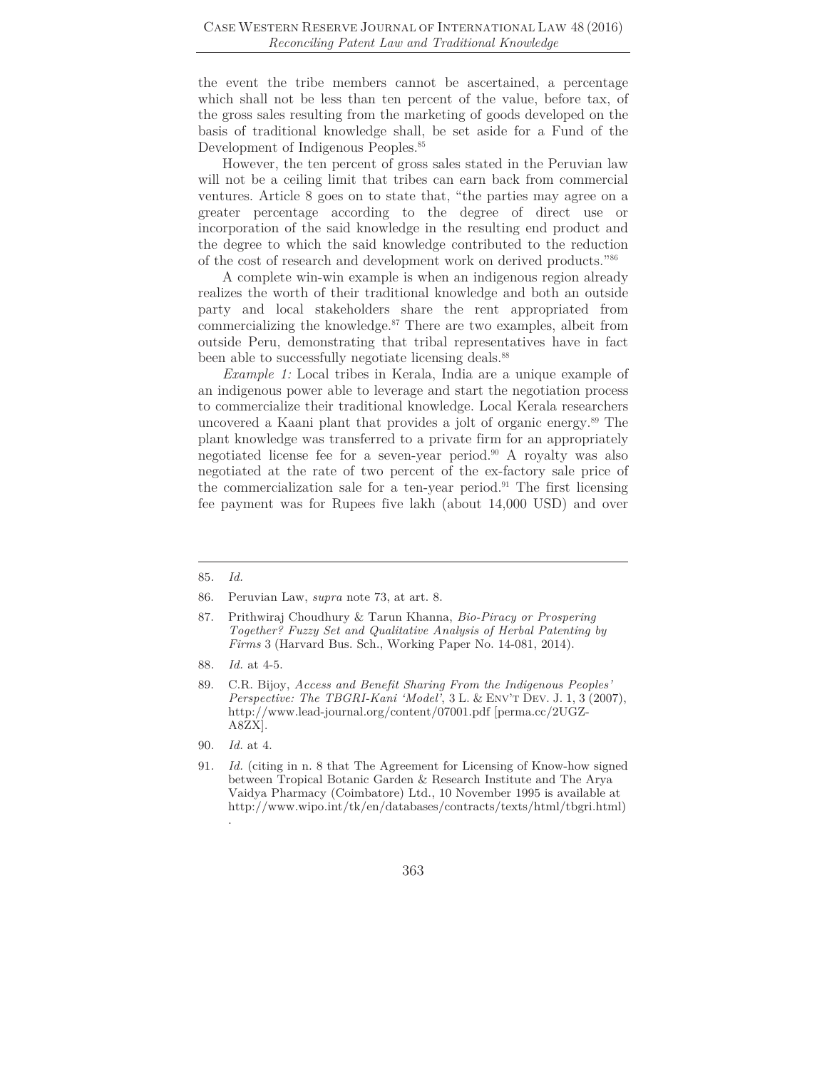the event the tribe members cannot be ascertained, a percentage which shall not be less than ten percent of the value, before tax, of the gross sales resulting from the marketing of goods developed on the basis of traditional knowledge shall, be set aside for a Fund of the Development of Indigenous Peoples.[85]

However, the ten percent of gross sales stated in the Peruvian law will not be a ceiling limit that tribes can earn back from commercial ventures. Article 8 goes on to state that, "the parties may agree on a greater percentage according to the degree of direct use or incorporation of the said knowledge in the resulting end product and the degree to which the said knowledge contributed to the reduction of the cost of research and development work on derived products."[86]

A complete win-win example is when an indigenous region already realizes the worth of their traditional knowledge and both an outside party and local stakeholders share the rent appropriated from commercializing the knowledge.[87] There are two examples, albeit from outside Peru, demonstrating that tribal representatives have in fact been able to successfully negotiate licensing deals.[88]

*Example 1:* Local tribes in Kerala, India are a unique example of an indigenous power able to leverage and start the negotiation process to commercialize their traditional knowledge. Local Kerala researchers uncovered a Kaani plant that provides a jolt of organic energy.[89] The plant knowledge was transferred to a private firm for an appropriately negotiated license fee for a seven-year period.[90] A royalty was also negotiated at the rate of two percent of the ex-factory sale price of the commercialization sale for a ten-year period.[91] The first licensing fee payment was for Rupees five lakh (about 14,000 USD) and over

---

85. *Id.*

86. Peruvian Law, *supra* note 73, at art. 8.

87. Prithwiraj Choudhury & Tarun Khanna, *Bio-Piracy or Prospering Together? Fuzzy Set and Qualitative Analysis of Herbal Patenting by Firms* 3 (Harvard Bus. Sch., Working Paper No. 14-081, 2014).

88. *Id.* at 4-5.

89. C.R. Bijoy, *Access and Benefit Sharing From the Indigenous Peoples' Perspective: The TBGRI-Kani 'Model'*, 3 L. & ENV'T DEV. J. 1, 3 (2007), http://www.lead-journal.org/content/07001.pdf [perma.cc/2UGZ-A8ZX].

90. *Id.* at 4.

91. *Id.* (citing in n. 8 that The Agreement for Licensing of Know-how signed between Tropical Botanic Garden & Research Institute and The Arya Vaidya Pharmacy (Coimbatore) Ltd., 10 November 1995 is available at http://www.wipo.int/tk/en/databases/contracts/texts/html/tbgri.html).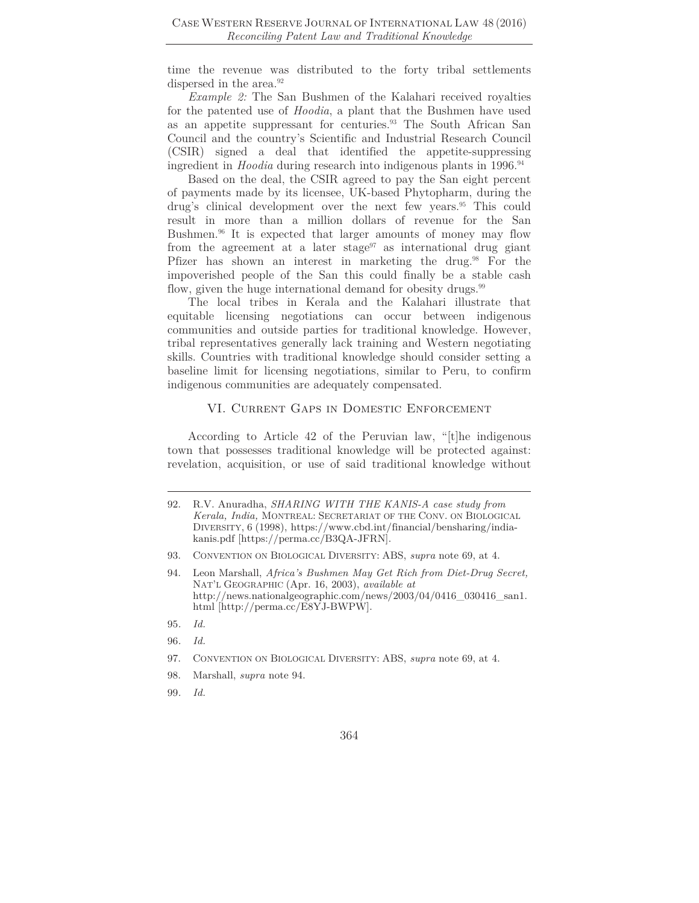time the revenue was distributed to the forty tribal settlements dispersed in the area.[92]

*Example 2:* The San Bushmen of the Kalahari received royalties for the patented use of *Hoodia*, a plant that the Bushmen have used as an appetite suppressant for centuries.[93] The South African San Council and the country's Scientific and Industrial Research Council (CSIR) signed a deal that identified the appetite-suppressing ingredient in *Hoodia* during research into indigenous plants in 1996.[94]

Based on the deal, the CSIR agreed to pay the San eight percent of payments made by its licensee, UK-based Phytopharm, during the drug's clinical development over the next few years.[95] This could result in more than a million dollars of revenue for the San Bushmen.[96] It is expected that larger amounts of money may flow from the agreement at a later stage[97] as international drug giant Pfizer has shown an interest in marketing the drug.[98] For the impoverished people of the San this could finally be a stable cash flow, given the huge international demand for obesity drugs.[99]

The local tribes in Kerala and the Kalahari illustrate that equitable licensing negotiations can occur between indigenous communities and outside parties for traditional knowledge. However, tribal representatives generally lack training and Western negotiating skills. Countries with traditional knowledge should consider setting a baseline limit for licensing negotiations, similar to Peru, to confirm indigenous communities are adequately compensated.

## VI. Current Gaps in Domestic Enforcement

According to Article 42 of the Peruvian law, "[t]he indigenous town that possesses traditional knowledge will be protected against: revelation, acquisition, or use of said traditional knowledge without

---

92. R.V. Anuradha, *SHARING WITH THE KANIS-A case study from Kerala, India,* MONTREAL: SECRETARIAT OF THE CONV. ON BIOLOGICAL DIVERSITY, 6 (1998), https://www.cbd.int/financial/bensharing/india-kanis.pdf [https://perma.cc/B3QA-JFRN].

93. CONVENTION ON BIOLOGICAL DIVERSITY: ABS, *supra* note 69, at 4.

94. Leon Marshall, *Africa's Bushmen May Get Rich from Diet-Drug Secret,* NAT'L GEOGRAPHIC (Apr. 16, 2003), *available at* http://news.nationalgeographic.com/news/2003/04/0416_030416_san1.html [http://perma.cc/E8YJ-BWPW].

95. *Id.*

96. *Id.*

97. CONVENTION ON BIOLOGICAL DIVERSITY: ABS, *supra* note 69, at 4.

98. Marshall, *supra* note 94.

99. *Id.*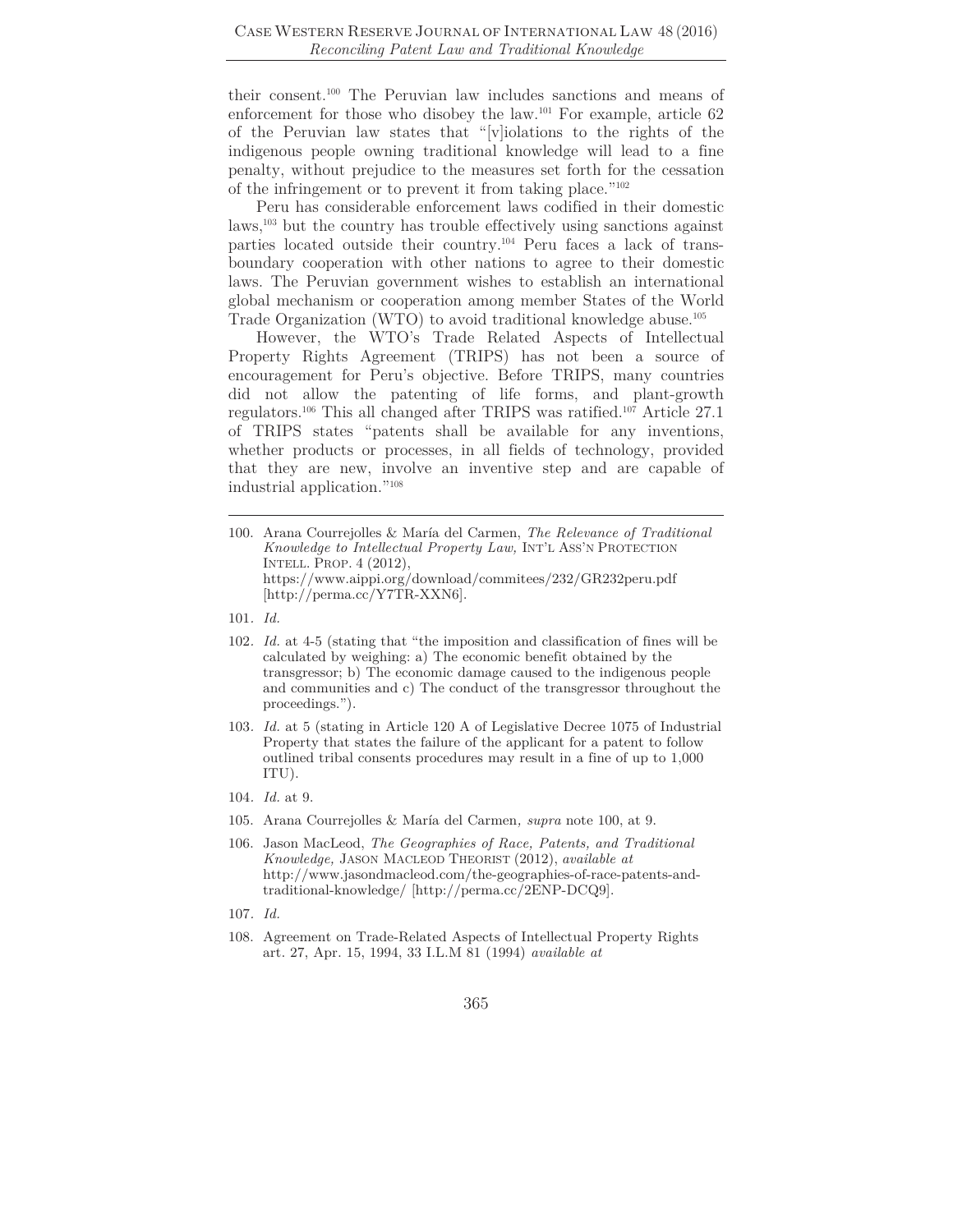their consent.[100] The Peruvian law includes sanctions and means of enforcement for those who disobey the law.[101] For example, article 62 of the Peruvian law states that "[v]iolations to the rights of the indigenous people owning traditional knowledge will lead to a fine penalty, without prejudice to the measures set forth for the cessation of the infringement or to prevent it from taking place."[102]

Peru has considerable enforcement laws codified in their domestic laws,[103] but the country has trouble effectively using sanctions against parties located outside their country.[104] Peru faces a lack of trans-boundary cooperation with other nations to agree to their domestic laws. The Peruvian government wishes to establish an international global mechanism or cooperation among member States of the World Trade Organization (WTO) to avoid traditional knowledge abuse.[105]

However, the WTO's Trade Related Aspects of Intellectual Property Rights Agreement (TRIPS) has not been a source of encouragement for Peru's objective. Before TRIPS, many countries did not allow the patenting of life forms, and plant-growth regulators.[106] This all changed after TRIPS was ratified.[107] Article 27.1 of TRIPS states "patents shall be available for any inventions, whether products or processes, in all fields of technology, provided that they are new, involve an inventive step and are capable of industrial application."[108]

---

100. Arana Courrejolles & María del Carmen, *The Relevance of Traditional Knowledge to Intellectual Property Law,* INT'L ASS'N PROTECTION INTELL. PROP. 4 (2012), https://www.aippi.org/download/commitees/232/GR232peru.pdf [http://perma.cc/Y7TR-XXN6].

101. *Id.*

102. *Id.* at 4-5 (stating that "the imposition and classification of fines will be calculated by weighing: a) The economic benefit obtained by the transgressor; b) The economic damage caused to the indigenous people and communities and c) The conduct of the transgressor throughout the proceedings.").

103. *Id.* at 5 (stating in Article 120 A of Legislative Decree 1075 of Industrial Property that states the failure of the applicant for a patent to follow outlined tribal consents procedures may result in a fine of up to 1,000 ITU).

104. *Id.* at 9.

105. Arana Courrejolles & María del Carmen*, supra* note 100, at 9.

106. Jason MacLeod, *The Geographies of Race, Patents, and Traditional Knowledge,* JASON MACLEOD THEORIST (2012), *available at* http://www.jasondmacleod.com/the-geographies-of-race-patents-and-traditional-knowledge/ [http://perma.cc/2ENP-DCQ9].

107. *Id.*

108. Agreement on Trade-Related Aspects of Intellectual Property Rights art. 27, Apr. 15, 1994, 33 I.L.M 81 (1994) *available at*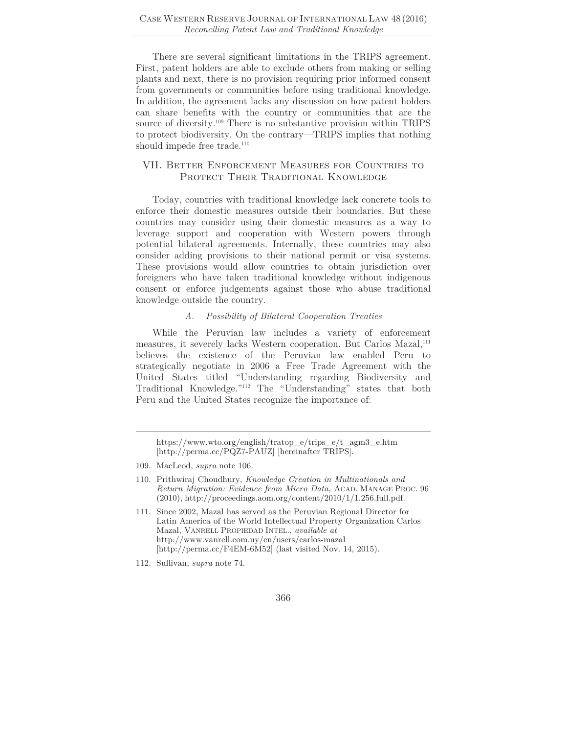There are several significant limitations in the TRIPS agreement. First, patent holders are able to exclude others from making or selling plants and next, there is no provision requiring prior informed consent from governments or communities before using traditional knowledge. In addition, the agreement lacks any discussion on how patent holders can share benefits with the country or communities that are the source of diversity.[109] There is no substantive provision within TRIPS to protect biodiversity. On the contrary—TRIPS implies that nothing should impede free trade.[110]

## VII. Better Enforcement Measures for Countries to Protect Their Traditional Knowledge

Today, countries with traditional knowledge lack concrete tools to enforce their domestic measures outside their boundaries. But these countries may consider using their domestic measures as a way to leverage support and cooperation with Western powers through potential bilateral agreements. Internally, these countries may also consider adding provisions to their national permit or visa systems. These provisions would allow countries to obtain jurisdiction over foreigners who have taken traditional knowledge without indigenous consent or enforce judgements against those who abuse traditional knowledge outside the country.

### *A. Possibility of Bilateral Cooperation Treaties*

While the Peruvian law includes a variety of enforcement measures, it severely lacks Western cooperation. But Carlos Mazal,[111] believes the existence of the Peruvian law enabled Peru to strategically negotiate in 2006 a Free Trade Agreement with the United States titled "Understanding regarding Biodiversity and Traditional Knowledge."[112] The "Understanding" states that both Peru and the United States recognize the importance of:

---

https://www.wto.org/english/tratop_e/trips_e/t_agm3_e.htm [http://perma.cc/PQZ7-PAUZ] [hereinafter TRIPS].

109. MacLeod, *supra* note 106.

110. Prithwiraj Choudhury, *Knowledge Creation in Multinationals and Return Migration: Evidence from Micro Data,* Acad. Manage Proc. 96 (2010), http://proceedings.aom.org/content/2010/1/1.256.full.pdf.

111. Since 2002, Mazal has served as the Peruvian Regional Director for Latin America of the World Intellectual Property Organization Carlos Mazal, Vanrell Propiedad Intel., *available at* http://www.vanrell.com.uy/en/users/carlos-mazal [http://perma.cc/F4EM-6M52] (last visited Nov. 14, 2015).

112. Sullivan, *supra* note 74.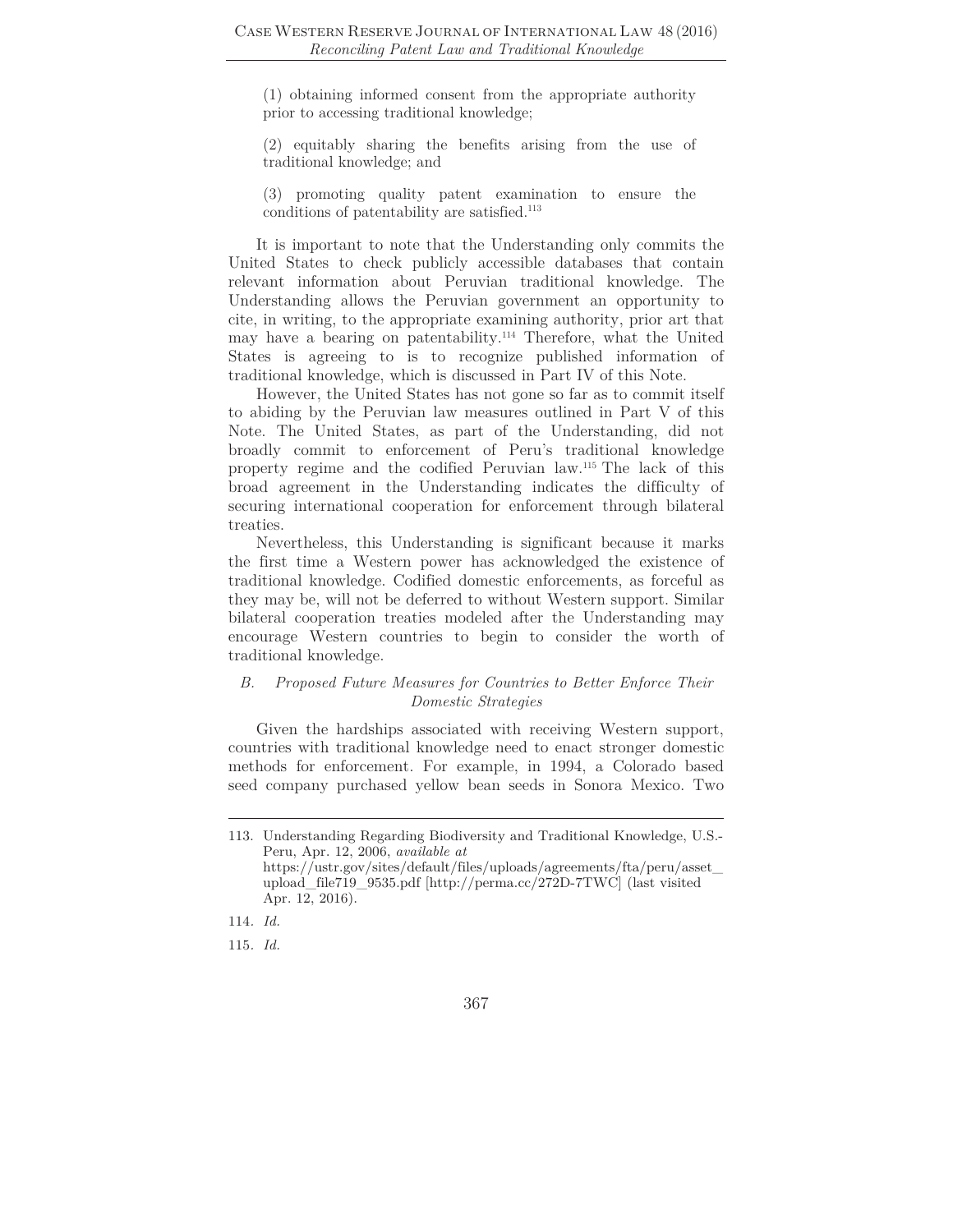(1) obtaining informed consent from the appropriate authority prior to accessing traditional knowledge;

(2) equitably sharing the benefits arising from the use of traditional knowledge; and

(3) promoting quality patent examination to ensure the conditions of patentability are satisfied.[113]

It is important to note that the Understanding only commits the United States to check publicly accessible databases that contain relevant information about Peruvian traditional knowledge. The Understanding allows the Peruvian government an opportunity to cite, in writing, to the appropriate examining authority, prior art that may have a bearing on patentability.[114] Therefore, what the United States is agreeing to is to recognize published information of traditional knowledge, which is discussed in Part IV of this Note.

However, the United States has not gone so far as to commit itself to abiding by the Peruvian law measures outlined in Part V of this Note. The United States, as part of the Understanding, did not broadly commit to enforcement of Peru's traditional knowledge property regime and the codified Peruvian law.[115] The lack of this broad agreement in the Understanding indicates the difficulty of securing international cooperation for enforcement through bilateral treaties.

Nevertheless, this Understanding is significant because it marks the first time a Western power has acknowledged the existence of traditional knowledge. Codified domestic enforcements, as forceful as they may be, will not be deferred to without Western support. Similar bilateral cooperation treaties modeled after the Understanding may encourage Western countries to begin to consider the worth of traditional knowledge.

### *B. Proposed Future Measures for Countries to Better Enforce Their Domestic Strategies*

Given the hardships associated with receiving Western support, countries with traditional knowledge need to enact stronger domestic methods for enforcement. For example, in 1994, a Colorado based seed company purchased yellow bean seeds in Sonora Mexico. Two

---

113. Understanding Regarding Biodiversity and Traditional Knowledge, U.S.-Peru, Apr. 12, 2006, *available at* https://ustr.gov/sites/default/files/uploads/agreements/fta/peru/asset_upload_file719_9535.pdf [http://perma.cc/272D-7TWC] (last visited Apr. 12, 2016).

114. *Id.*

115. *Id.*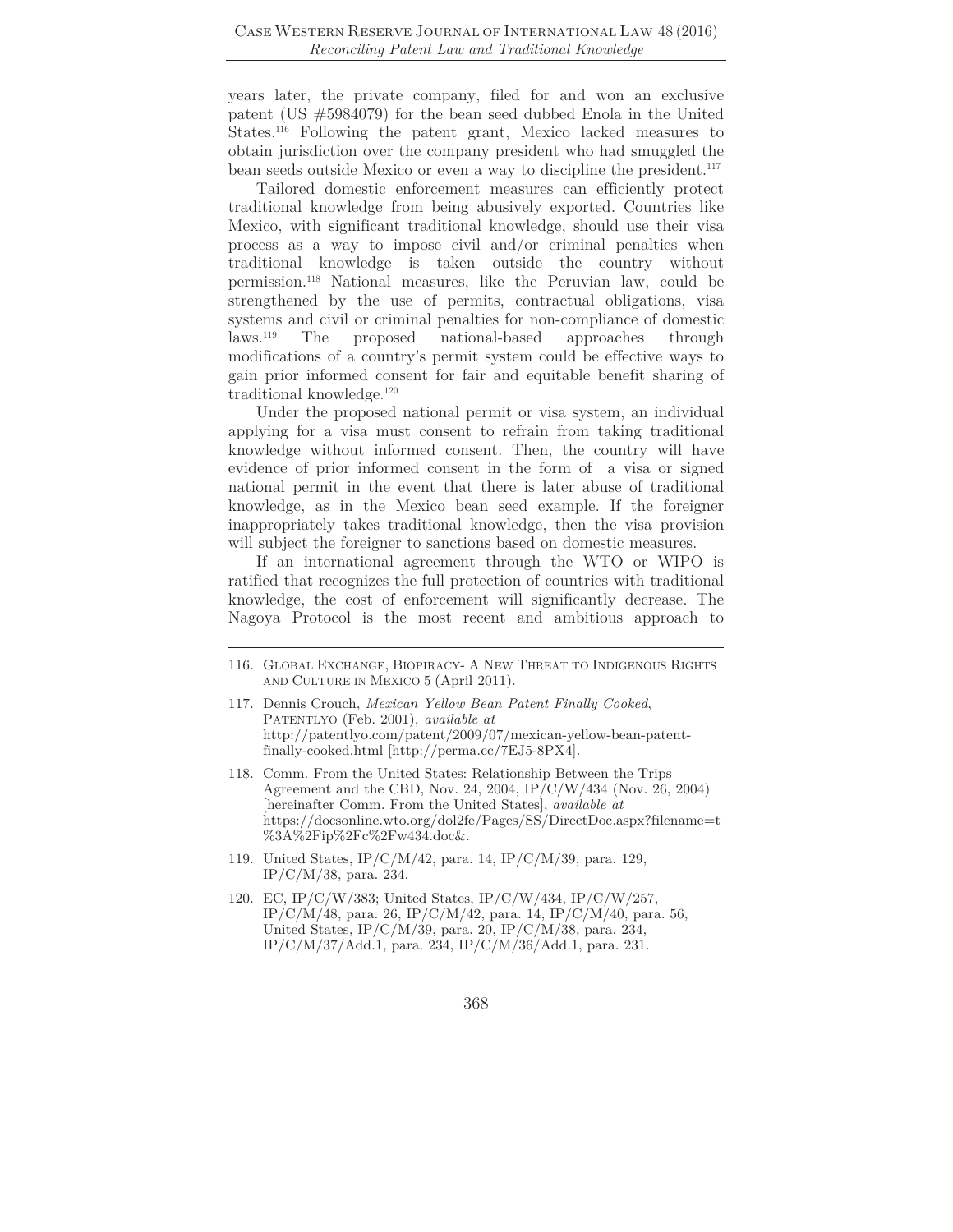years later, the private company, filed for and won an exclusive patent (US #5984079) for the bean seed dubbed Enola in the United States.[116] Following the patent grant, Mexico lacked measures to obtain jurisdiction over the company president who had smuggled the bean seeds outside Mexico or even a way to discipline the president.[117]

Tailored domestic enforcement measures can efficiently protect traditional knowledge from being abusively exported. Countries like Mexico, with significant traditional knowledge, should use their visa process as a way to impose civil and/or criminal penalties when traditional knowledge is taken outside the country without permission.[118] National measures, like the Peruvian law, could be strengthened by the use of permits, contractual obligations, visa systems and civil or criminal penalties for non-compliance of domestic laws.[119] The proposed national-based approaches through modifications of a country's permit system could be effective ways to gain prior informed consent for fair and equitable benefit sharing of traditional knowledge.[120]

Under the proposed national permit or visa system, an individual applying for a visa must consent to refrain from taking traditional knowledge without informed consent. Then, the country will have evidence of prior informed consent in the form of a visa or signed national permit in the event that there is later abuse of traditional knowledge, as in the Mexico bean seed example. If the foreigner inappropriately takes traditional knowledge, then the visa provision will subject the foreigner to sanctions based on domestic measures.

If an international agreement through the WTO or WIPO is ratified that recognizes the full protection of countries with traditional knowledge, the cost of enforcement will significantly decrease. The Nagoya Protocol is the most recent and ambitious approach to

---

116. Global Exchange, Biopiracy- A New Threat to Indigenous Rights and Culture in Mexico 5 (April 2011).

117. Dennis Crouch, *Mexican Yellow Bean Patent Finally Cooked*, Patentlyo (Feb. 2001), *available at* http://patentlyo.com/patent/2009/07/mexican-yellow-bean-patent-finally-cooked.html [http://perma.cc/7EJ5-8PX4].

118. Comm. From the United States: Relationship Between the Trips Agreement and the CBD, Nov. 24, 2004, IP/C/W/434 (Nov. 26, 2004) [hereinafter Comm. From the United States], *available at* https://docsonline.wto.org/dol2fe/Pages/SS/DirectDoc.aspx?filename=t%3A%2Fip%2Fc%2Fw434.doc&.

119. United States, IP/C/M/42, para. 14, IP/C/M/39, para. 129, IP/C/M/38, para. 234.

120. EC, IP/C/W/383; United States, IP/C/W/434, IP/C/W/257, IP/C/M/48, para. 26, IP/C/M/42, para. 14, IP/C/M/40, para. 56, United States, IP/C/M/39, para. 20, IP/C/M/38, para. 234, IP/C/M/37/Add.1, para. 234, IP/C/M/36/Add.1, para. 231.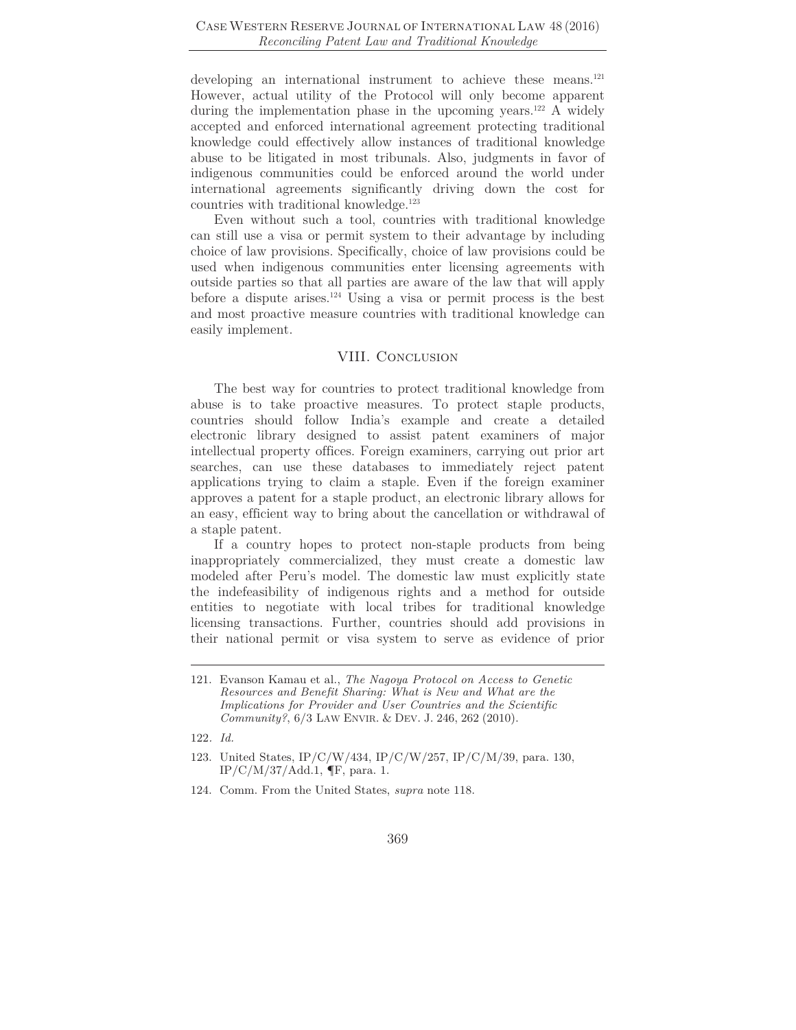developing an international instrument to achieve these means.[121] However, actual utility of the Protocol will only become apparent during the implementation phase in the upcoming years.[122] A widely accepted and enforced international agreement protecting traditional knowledge could effectively allow instances of traditional knowledge abuse to be litigated in most tribunals. Also, judgments in favor of indigenous communities could be enforced around the world under international agreements significantly driving down the cost for countries with traditional knowledge.[123]

Even without such a tool, countries with traditional knowledge can still use a visa or permit system to their advantage by including choice of law provisions. Specifically, choice of law provisions could be used when indigenous communities enter licensing agreements with outside parties so that all parties are aware of the law that will apply before a dispute arises.[124] Using a visa or permit process is the best and most proactive measure countries with traditional knowledge can easily implement.

## VIII. Conclusion

The best way for countries to protect traditional knowledge from abuse is to take proactive measures. To protect staple products, countries should follow India's example and create a detailed electronic library designed to assist patent examiners of major intellectual property offices. Foreign examiners, carrying out prior art searches, can use these databases to immediately reject patent applications trying to claim a staple. Even if the foreign examiner approves a patent for a staple product, an electronic library allows for an easy, efficient way to bring about the cancellation or withdrawal of a staple patent.

If a country hopes to protect non-staple products from being inappropriately commercialized, they must create a domestic law modeled after Peru's model. The domestic law must explicitly state the indefeasibility of indigenous rights and a method for outside entities to negotiate with local tribes for traditional knowledge licensing transactions. Further, countries should add provisions in their national permit or visa system to serve as evidence of prior

---

121. Evanson Kamau et al., *The Nagoya Protocol on Access to Genetic Resources and Benefit Sharing: What is New and What are the Implications for Provider and User Countries and the Scientific Community?*, 6/3 Law Envir. & Dev. J. 246, 262 (2010).

122. *Id.*

123. United States, IP/C/W/434, IP/C/W/257, IP/C/M/39, para. 130, IP/C/M/37/Add.1, ¶F, para. 1.

124. Comm. From the United States, *supra* note 118.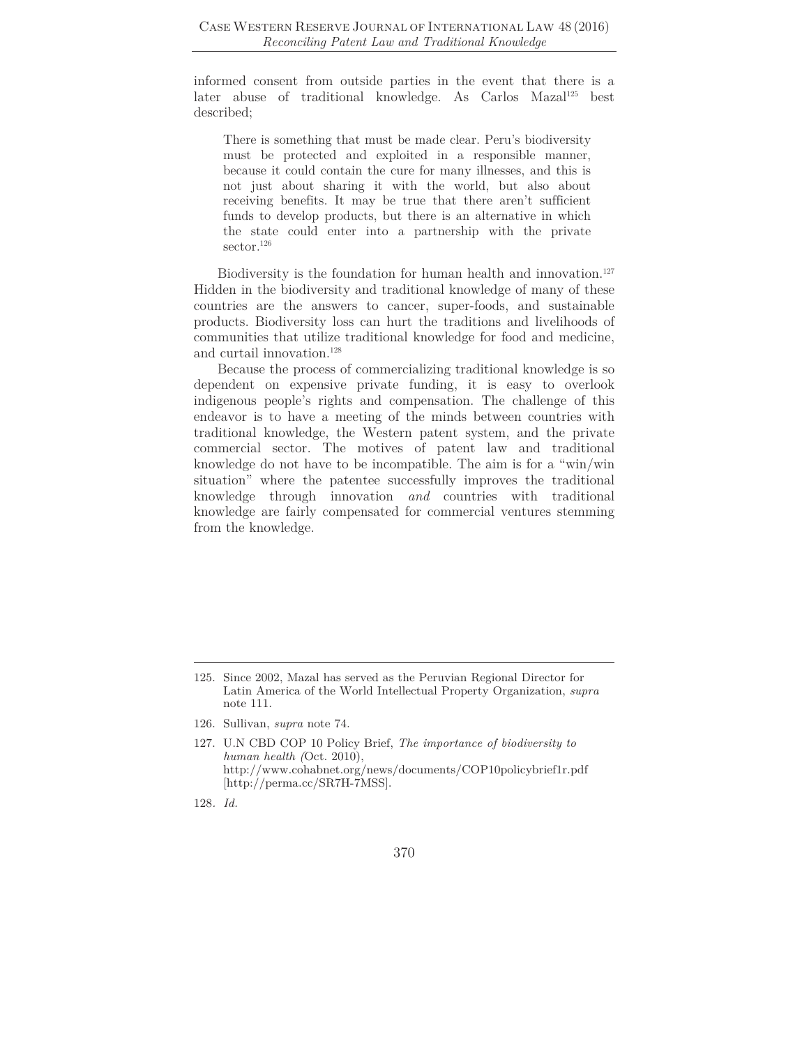informed consent from outside parties in the event that there is a later abuse of traditional knowledge. As Carlos Mazal[125] best described;

> There is something that must be made clear. Peru's biodiversity must be protected and exploited in a responsible manner, because it could contain the cure for many illnesses, and this is not just about sharing it with the world, but also about receiving benefits. It may be true that there aren't sufficient funds to develop products, but there is an alternative in which the state could enter into a partnership with the private sector.[126]

Biodiversity is the foundation for human health and innovation.[127] Hidden in the biodiversity and traditional knowledge of many of these countries are the answers to cancer, super-foods, and sustainable products. Biodiversity loss can hurt the traditions and livelihoods of communities that utilize traditional knowledge for food and medicine, and curtail innovation.[128]

Because the process of commercializing traditional knowledge is so dependent on expensive private funding, it is easy to overlook indigenous people's rights and compensation. The challenge of this endeavor is to have a meeting of the minds between countries with traditional knowledge, the Western patent system, and the private commercial sector. The motives of patent law and traditional knowledge do not have to be incompatible. The aim is for a "win/win situation" where the patentee successfully improves the traditional knowledge through innovation *and* countries with traditional knowledge are fairly compensated for commercial ventures stemming from the knowledge.

---

125. Since 2002, Mazal has served as the Peruvian Regional Director for Latin America of the World Intellectual Property Organization, *supra* note 111.

126. Sullivan, *supra* note 74.

127. U.N CBD COP 10 Policy Brief, *The importance of biodiversity to human health (*Oct. 2010), http://www.cohabnet.org/news/documents/COP10policybrief1r.pdf [http://perma.cc/SR7H-7MSS].

128. *Id.*